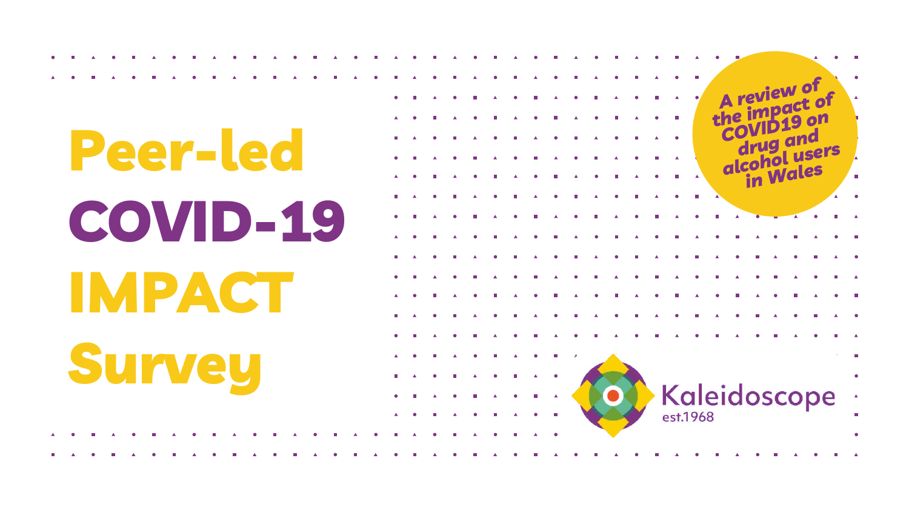# Peer-led COVID-19 IMPACT Survey

*A review of the impact of COVID19 on drug and alcohol users in Wales*

Kaleidoscope
est.1968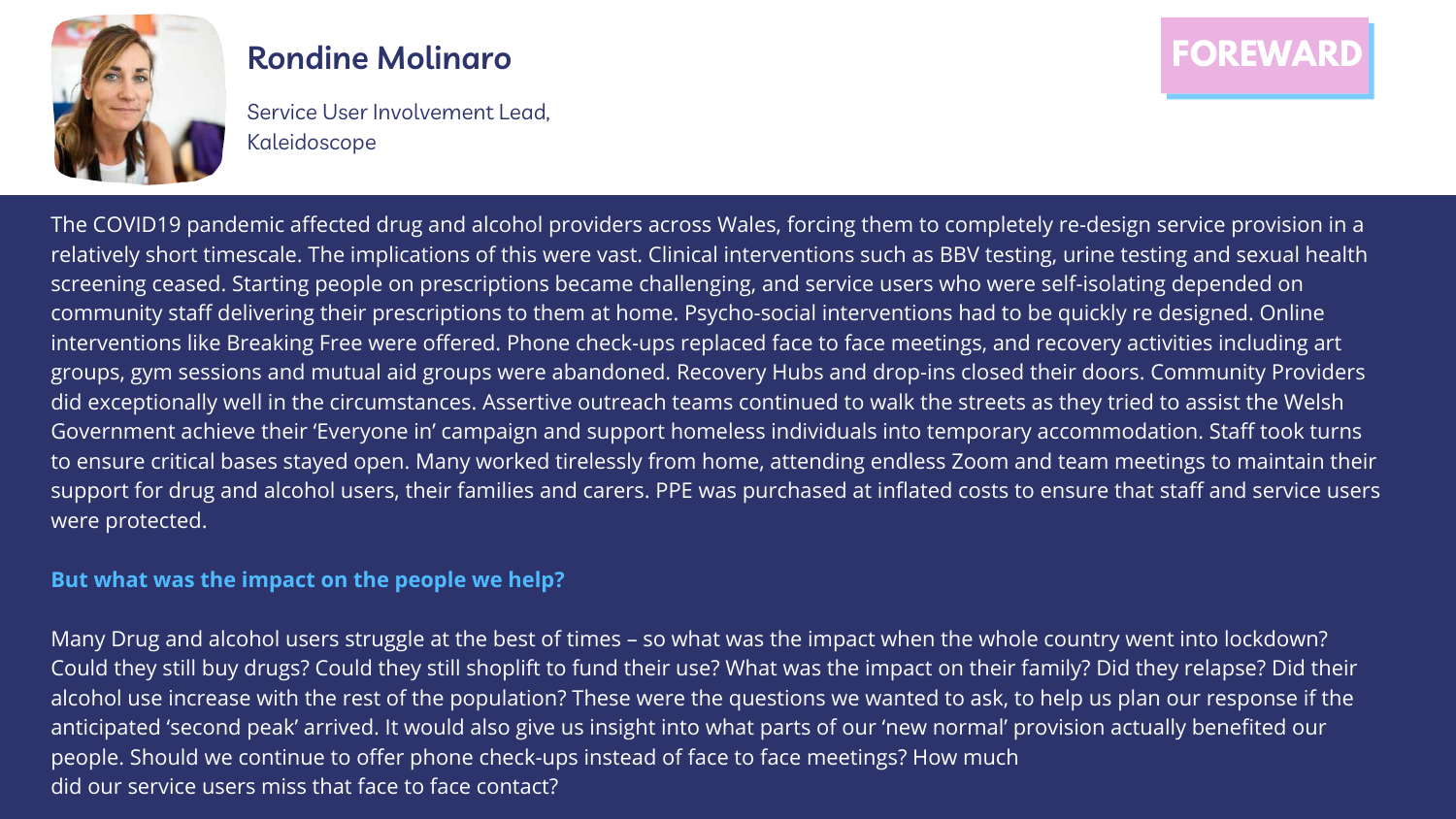# FOREWARD

**Rondine Molinaro**

Service User Involvement Lead,
Kaleidoscope

The COVID19 pandemic affected drug and alcohol providers across Wales, forcing them to completely re-design service provision in a relatively short timescale. The implications of this were vast. Clinical interventions such as BBV testing, urine testing and sexual health screening ceased. Starting people on prescriptions became challenging, and service users who were self-isolating depended on community staff delivering their prescriptions to them at home. Psycho-social interventions had to be quickly re designed. Online interventions like Breaking Free were offered. Phone check-ups replaced face to face meetings, and recovery activities including art groups, gym sessions and mutual aid groups were abandoned. Recovery Hubs and drop-ins closed their doors. Community Providers did exceptionally well in the circumstances. Assertive outreach teams continued to walk the streets as they tried to assist the Welsh Government achieve their 'Everyone in' campaign and support homeless individuals into temporary accommodation. Staff took turns to ensure critical bases stayed open. Many worked tirelessly from home, attending endless Zoom and team meetings to maintain their support for drug and alcohol users, their families and carers. PPE was purchased at inflated costs to ensure that staff and service users were protected.

**But what was the impact on the people we help?**

Many Drug and alcohol users struggle at the best of times – so what was the impact when the whole country went into lockdown? Could they still buy drugs? Could they still shoplift to fund their use? What was the impact on their family? Did they relapse? Did their alcohol use increase with the rest of the population? These were the questions we wanted to ask, to help us plan our response if the anticipated 'second peak' arrived. It would also give us insight into what parts of our 'new normal' provision actually benefited our people. Should we continue to offer phone check-ups instead of face to face meetings? How much did our service users miss that face to face contact?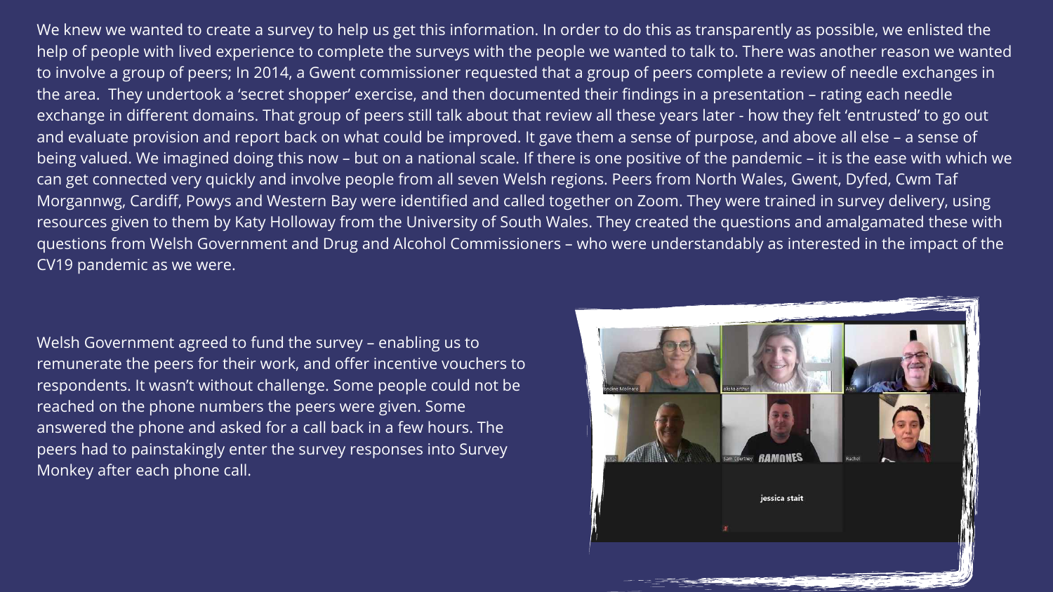We knew we wanted to create a survey to help us get this information. In order to do this as transparently as possible, we enlisted the help of people with lived experience to complete the surveys with the people we wanted to talk to. There was another reason we wanted to involve a group of peers; In 2014, a Gwent commissioner requested that a group of peers complete a review of needle exchanges in the area. They undertook a 'secret shopper' exercise, and then documented their findings in a presentation – rating each needle exchange in different domains. That group of peers still talk about that review all these years later - how they felt 'entrusted' to go out and evaluate provision and report back on what could be improved. It gave them a sense of purpose, and above all else – a sense of being valued. We imagined doing this now – but on a national scale. If there is one positive of the pandemic – it is the ease with which we can get connected very quickly and involve people from all seven Welsh regions. Peers from North Wales, Gwent, Dyfed, Cwm Taf Morgannwg, Cardiff, Powys and Western Bay were identified and called together on Zoom. They were trained in survey delivery, using resources given to them by Katy Holloway from the University of South Wales. They created the questions and amalgamated these with questions from Welsh Government and Drug and Alcohol Commissioners – who were understandably as interested in the impact of the CV19 pandemic as we were.

Welsh Government agreed to fund the survey – enabling us to remunerate the peers for their work, and offer incentive vouchers to respondents. It wasn't without challenge. Some people could not be reached on the phone numbers the peers were given. Some answered the phone and asked for a call back in a few hours. The peers had to painstakingly enter the survey responses into Survey Monkey after each phone call.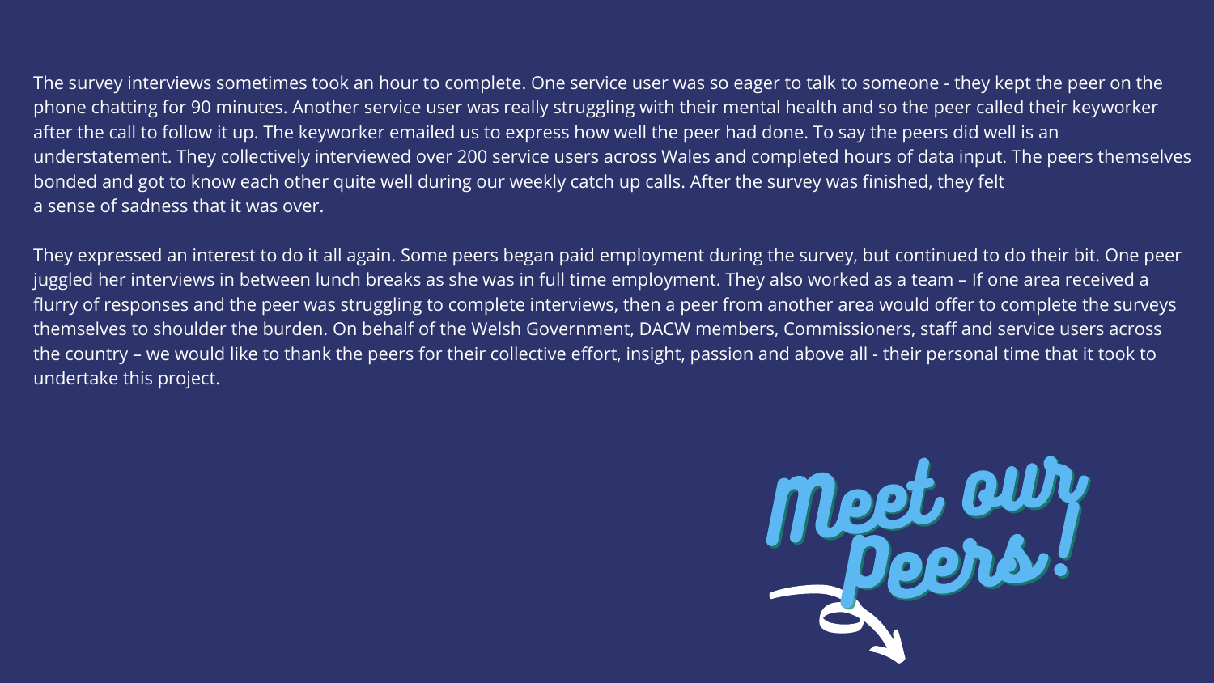The survey interviews sometimes took an hour to complete. One service user was so eager to talk to someone - they kept the peer on the phone chatting for 90 minutes. Another service user was really struggling with their mental health and so the peer called their keyworker after the call to follow it up. The keyworker emailed us to express how well the peer had done. To say the peers did well is an understatement. They collectively interviewed over 200 service users across Wales and completed hours of data input. The peers themselves bonded and got to know each other quite well during our weekly catch up calls. After the survey was finished, they felt a sense of sadness that it was over.

They expressed an interest to do it all again. Some peers began paid employment during the survey, but continued to do their bit. One peer juggled her interviews in between lunch breaks as she was in full time employment. They also worked as a team – If one area received a flurry of responses and the peer was struggling to complete interviews, then a peer from another area would offer to complete the surveys themselves to shoulder the burden. On behalf of the Welsh Government, DACW members, Commissioners, staff and service users across the country – we would like to thank the peers for their collective effort, insight, passion and above all - their personal time that it took to undertake this project.

Meet our Peers!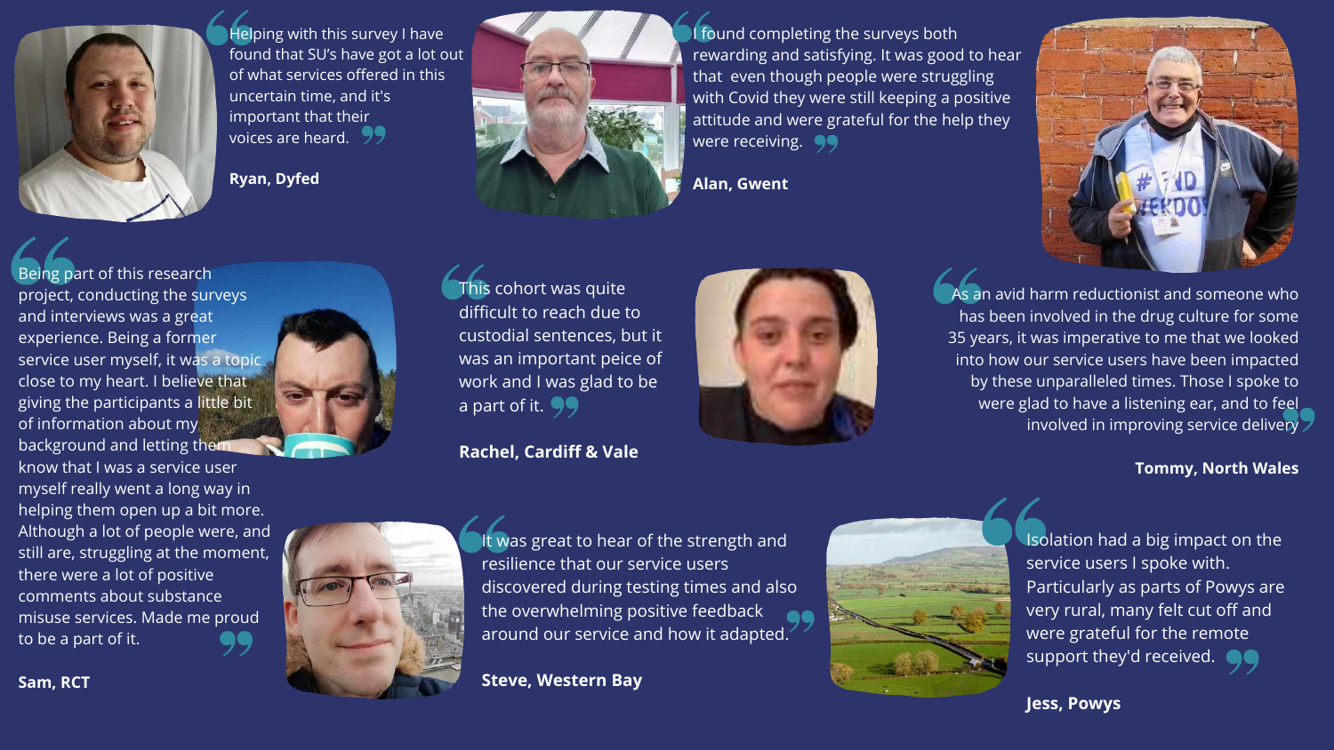> Helping with this survey I have found that SU's have got a lot out of what services offered in this uncertain time, and it's important that their voices are heard.

**Ryan, Dyfed**

> I found completing the surveys both rewarding and satisfying. It was good to hear that even though people were struggling with Covid they were still keeping a positive attitude and were grateful for the help they were receiving.

**Alan, Gwent**

> Being part of this research project, conducting the surveys and interviews was a great experience. Being a former service user myself, it was a topic close to my heart. I believe that giving the participants a little bit of information about my background and letting them know that I was a service user myself really went a long way in helping them open up a bit more. Although a lot of people were, and still are, struggling at the moment, there were a lot of positive comments about substance misuse services. Made me proud to be a part of it.

**Sam, RCT**

> This cohort was quite difficult to reach due to custodial sentences, but it was an important peice of work and I was glad to be a part of it.

**Rachel, Cardiff & Vale**

> As an avid harm reductionist and someone who has been involved in the drug culture for some 35 years, it was imperative to me that we looked into how our service users have been impacted by these unparalleled times. Those I spoke to were glad to have a listening ear, and to feel involved in improving service delivery

**Tommy, North Wales**

> It was great to hear of the strength and resilience that our service users discovered during testing times and also the overwhelming positive feedback around our service and how it adapted.

**Steve, Western Bay**

> Isolation had a big impact on the service users I spoke with. Particularly as parts of Powys are very rural, many felt cut off and were grateful for the remote support they'd received.

**Jess, Powys**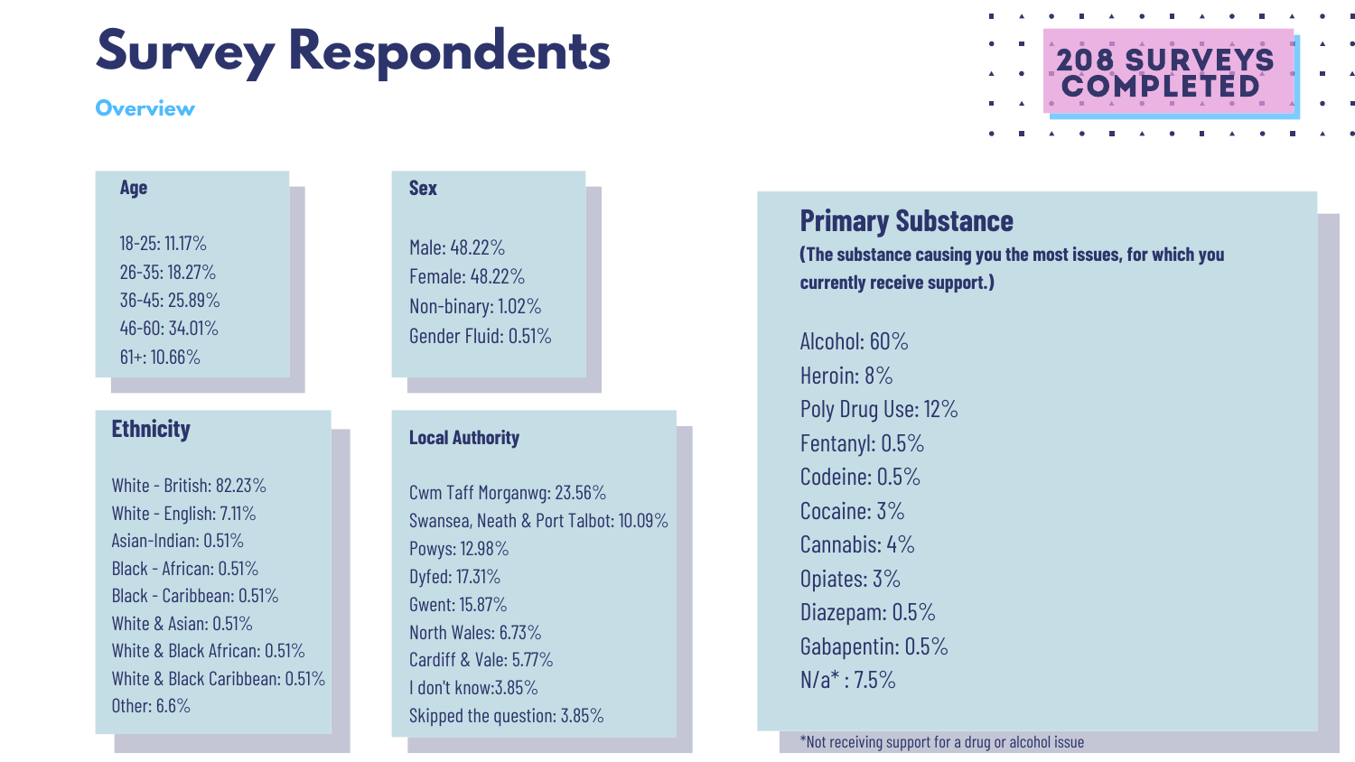# Survey Respondents

## Overview

**208 SURVEYS COMPLETED**

### Age

- 18-25: 11.17%
- 26-35: 18.27%
- 36-45: 25.89%
- 46-60: 34.01%
- 61+: 10.66%

### Sex

- Male: 48.22%
- Female: 48.22%
- Non-binary: 1.02%
- Gender Fluid: 0.51%

### Ethnicity

- White - British: 82.23%
- White - English: 7.11%
- Asian-Indian: 0.51%
- Black - African: 0.51%
- Black - Caribbean: 0.51%
- White & Asian: 0.51%
- White & Black African: 0.51%
- White & Black Caribbean: 0.51%
- Other: 6.6%

### Local Authority

- Cwm Taff Morganwg: 23.56%
- Swansea, Neath & Port Talbot: 10.09%
- Powys: 12.98%
- Dyfed: 17.31%
- Gwent: 15.87%
- North Wales: 6.73%
- Cardiff & Vale: 5.77%
- I don't know:3.85%
- Skipped the question: 3.85%

### Primary Substance

**(The substance causing you the most issues, for which you currently receive support.)**

- Alcohol: 60%
- Heroin: 8%
- Poly Drug Use: 12%
- Fentanyl: 0.5%
- Codeine: 0.5%
- Cocaine: 3%
- Cannabis: 4%
- Opiates: 3%
- Diazepam: 0.5%
- Gabapentin: 0.5%
- N/a* : 7.5%

*Not receiving support for a drug or alcohol issue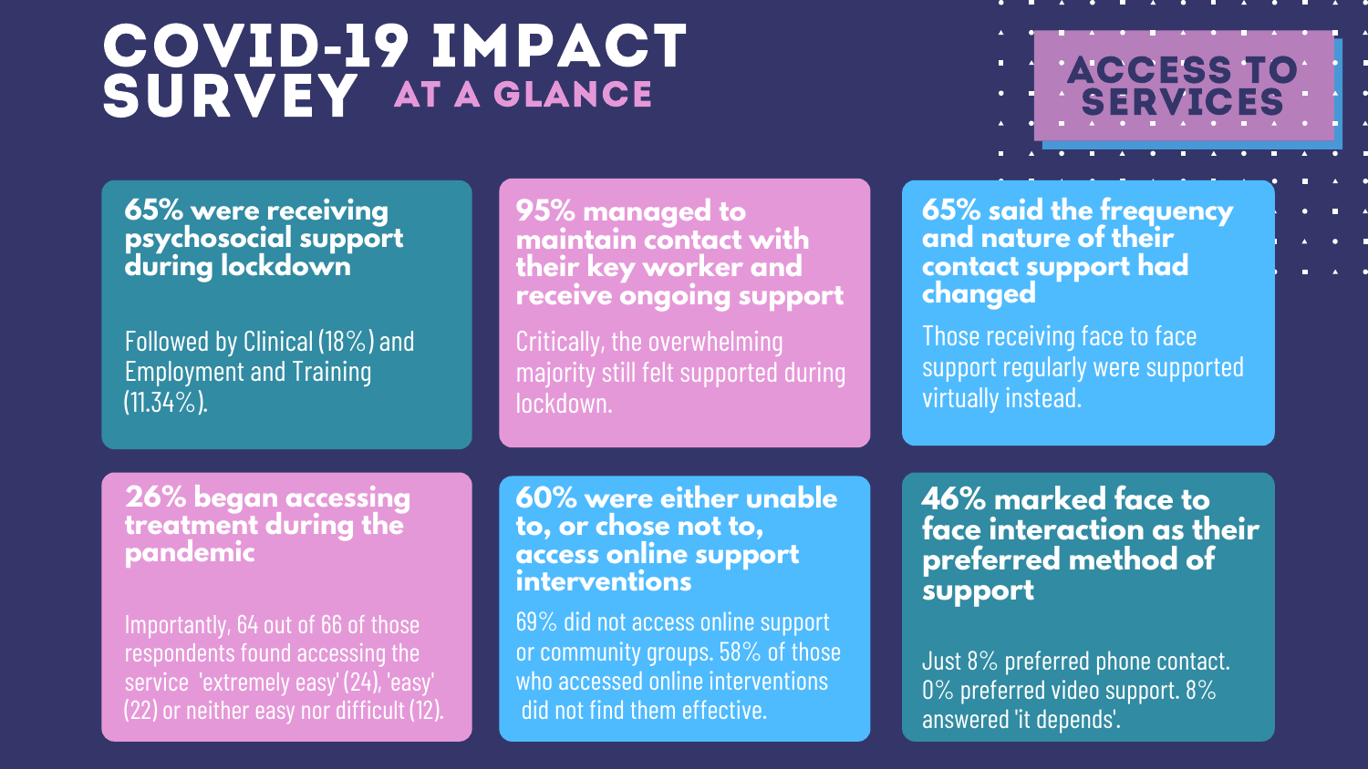# COVID-19 IMPACT SURVEY AT A GLANCE

## ACCESS TO SERVICES

### 65% were receiving psychosocial support during lockdown

Followed by Clinical (18%) and Employment and Training (11.34%).

### 95% managed to maintain contact with their key worker and receive ongoing support

Critically, the overwhelming majority still felt supported during lockdown.

### 65% said the frequency and nature of their contact support had changed

Those receiving face to face support regularly were supported virtually instead.

### 26% began accessing treatment during the pandemic

Importantly, 64 out of 66 of those respondents found accessing the service 'extremely easy' (24), 'easy' (22) or neither easy nor difficult (12).

### 60% were either unable to, or chose not to, access online support interventions

69% did not access online support or community groups. 58% of those who accessed online interventions did not find them effective.

### 46% marked face to face interaction as their preferred method of support

Just 8% preferred phone contact. 0% preferred video support. 8% answered 'it depends'.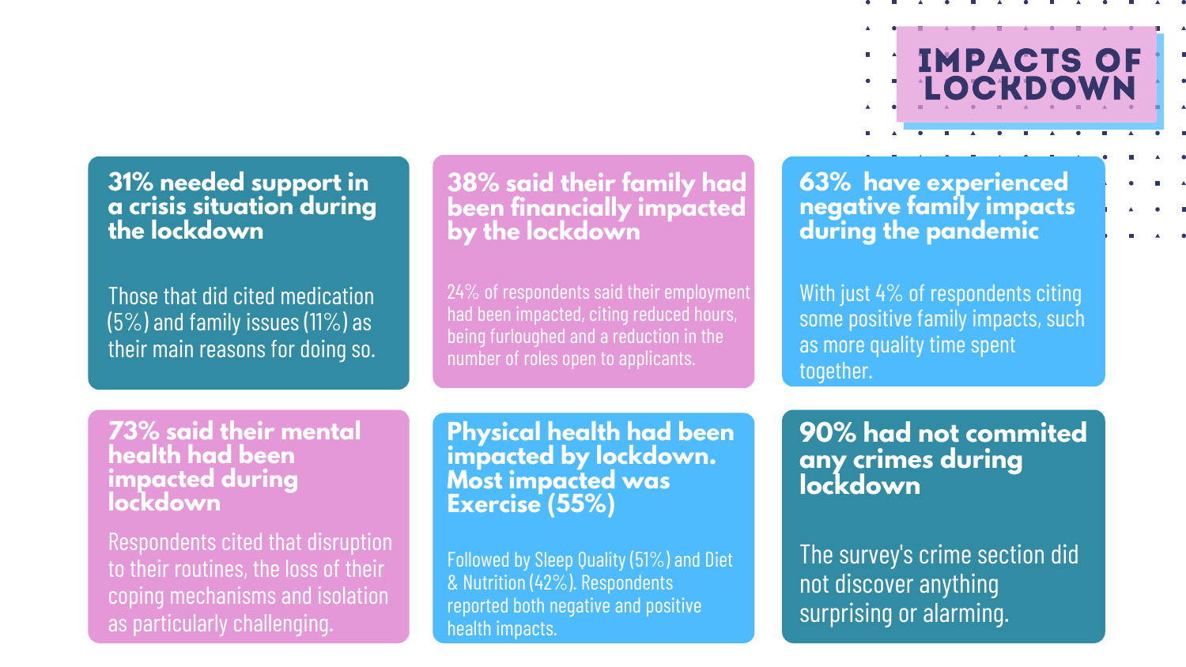# IMPACTS OF LOCKDOWN

### 31% needed support in a crisis situation during the lockdown

Those that did cited medication (5%) and family issues (11%) as their main reasons for doing so.

### 38% said their family had been financially impacted by the lockdown

24% of respondents said their employment had been impacted, citing reduced hours, being furloughed and a reduction in the number of roles open to applicants.

### 63% have experienced negative family impacts during the pandemic

With just 4% of respondents citing some positive family impacts, such as more quality time spent together.

### 73% said their mental health had been impacted during lockdown

Respondents cited that disruption to their routines, the loss of their coping mechanisms and isolation as particularly challenging.

### Physical health had been impacted by lockdown. Most impacted was Exercise (55%)

Followed by Sleep Quality (51%) and Diet & Nutrition (42%). Respondents reported both negative and positive health impacts.

### 90% had not commited any crimes during lockdown

The survey's crime section did not discover anything surprising or alarming.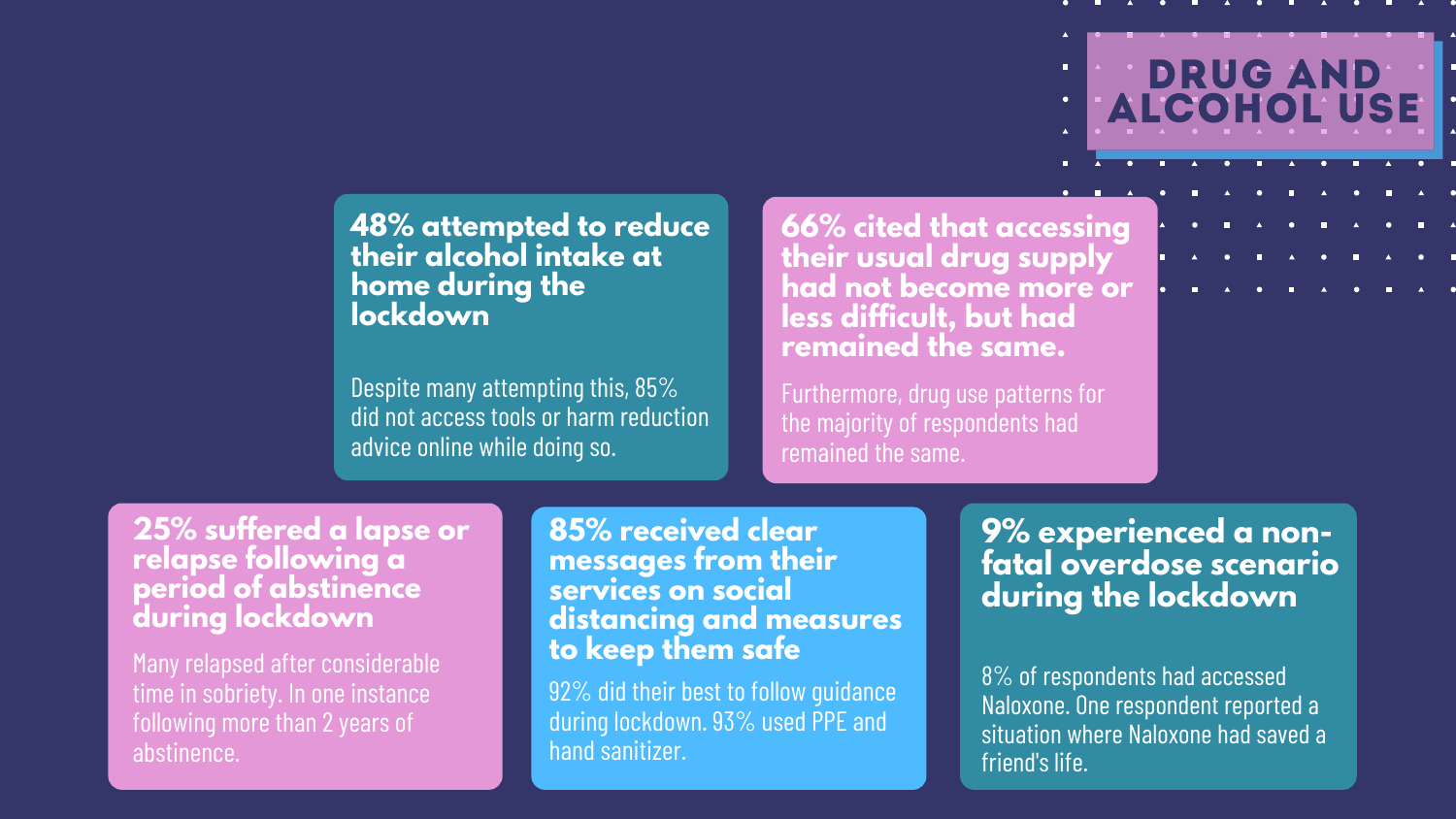# DRUG AND ALCOHOL USE

### 48% attempted to reduce their alcohol intake at home during the lockdown

Despite many attempting this, 85% did not access tools or harm reduction advice online while doing so.

### 66% cited that accessing their usual drug supply had not become more or less difficult, but had remained the same.

Furthermore, drug use patterns for the majority of respondents had remained the same.

### 25% suffered a lapse or relapse following a period of abstinence during lockdown

Many relapsed after considerable time in sobriety. In one instance following more than 2 years of abstinence.

### 85% received clear messages from their services on social distancing and measures to keep them safe

92% did their best to follow guidance during lockdown. 93% used PPE and hand sanitizer.

### 9% experienced a non-fatal overdose scenario during the lockdown

8% of respondents had accessed Naloxone. One respondent reported a situation where Naloxone had saved a friend's life.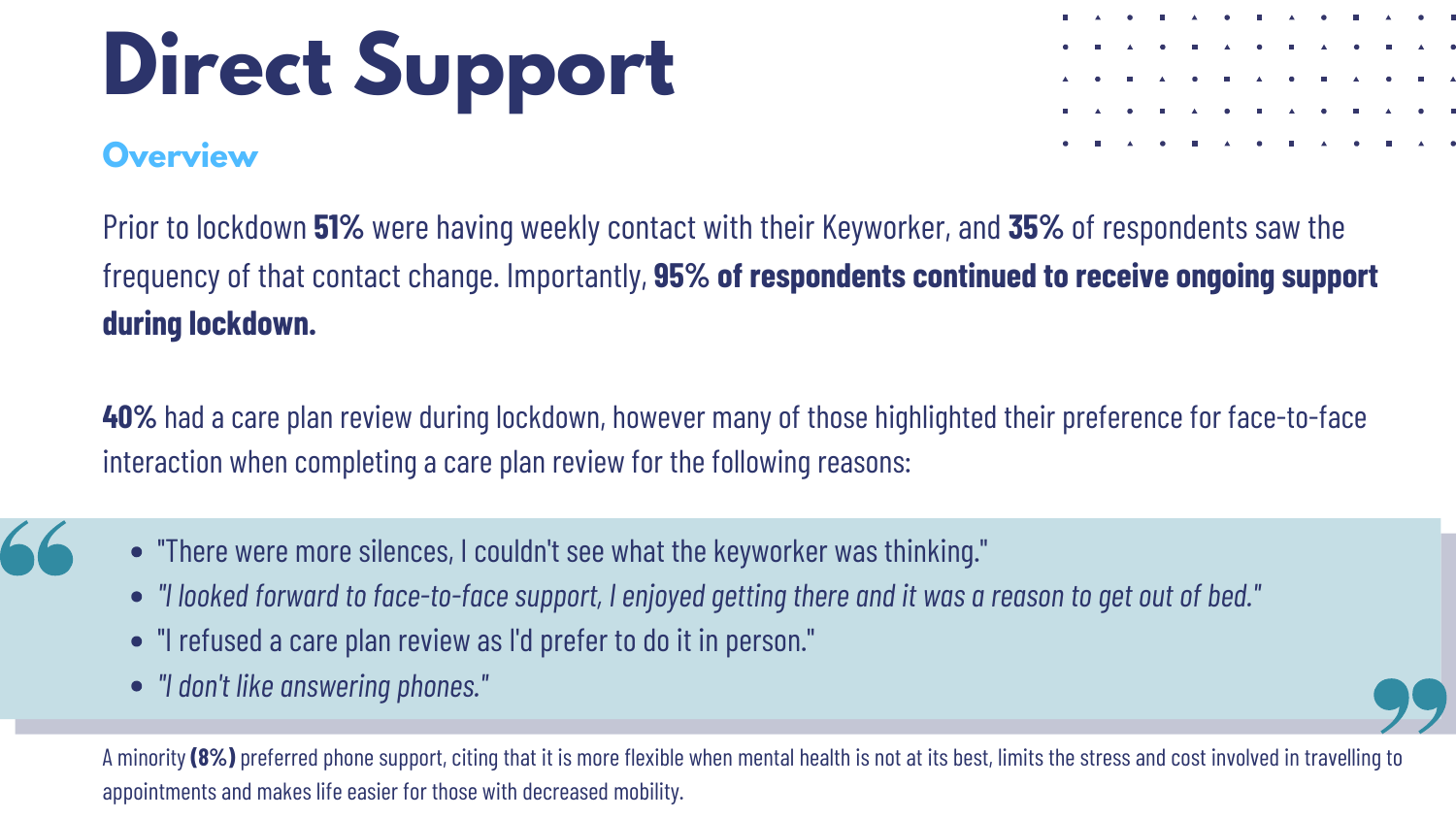# Direct Support

## Overview

Prior to lockdown **51%** were having weekly contact with their Keyworker, and **35%** of respondents saw the frequency of that contact change. Importantly, **95% of respondents continued to receive ongoing support during lockdown.**

**40%** had a care plan review during lockdown, however many of those highlighted their preference for face-to-face interaction when completing a care plan review for the following reasons:

- "There were more silences, I couldn't see what the keyworker was thinking."
- *"I looked forward to face-to-face support, I enjoyed getting there and it was a reason to get out of bed."*
- "I refused a care plan review as I'd prefer to do it in person."
- *"I don't like answering phones."*

A minority **(8%)** preferred phone support, citing that it is more flexible when mental health is not at its best, limits the stress and cost involved in travelling to appointments and makes life easier for those with decreased mobility.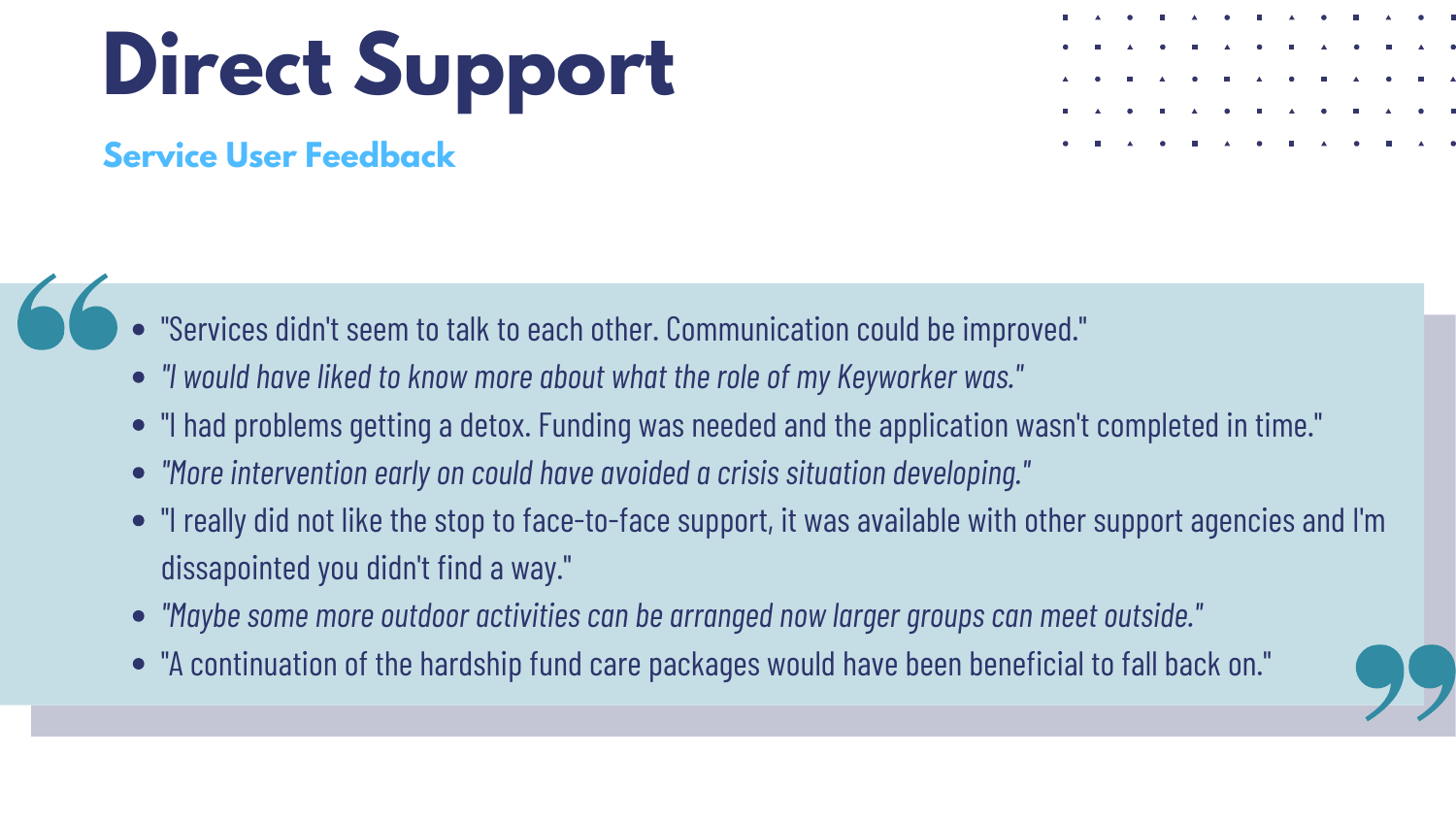# Direct Support

## Service User Feedback

- "Services didn't seem to talk to each other. Communication could be improved."
- *"I would have liked to know more about what the role of my Keyworker was."*
- "I had problems getting a detox. Funding was needed and the application wasn't completed in time."
- *"More intervention early on could have avoided a crisis situation developing."*
- "I really did not like the stop to face-to-face support, it was available with other support agencies and I'm dissapointed you didn't find a way."
- *"Maybe some more outdoor activities can be arranged now larger groups can meet outside."*
- "A continuation of the hardship fund care packages would have been beneficial to fall back on."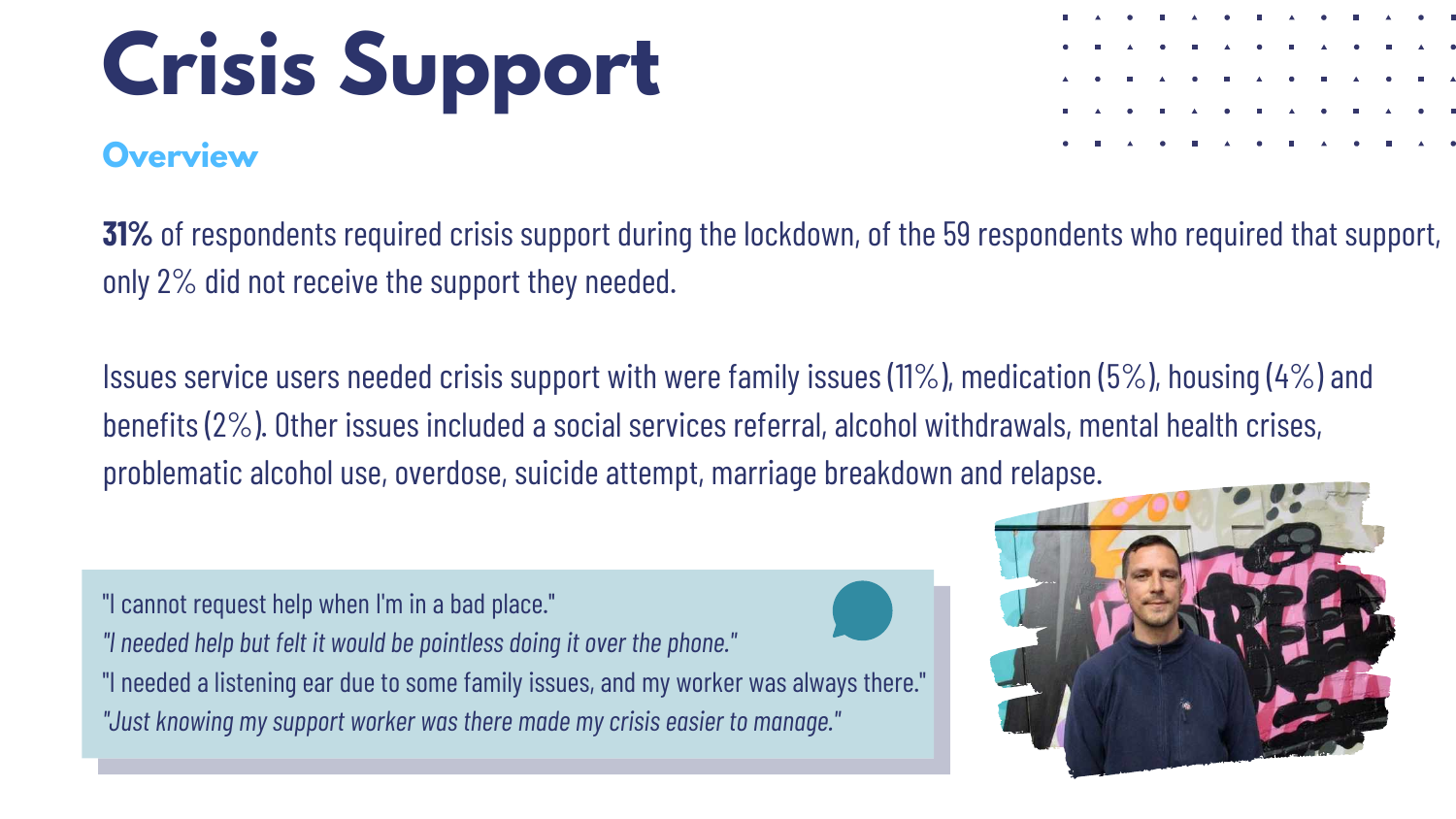# Crisis Support

## Overview

**31%** of respondents required crisis support during the lockdown, of the 59 respondents who required that support, only 2% did not receive the support they needed.

Issues service users needed crisis support with were family issues (11%), medication (5%), housing (4%) and benefits (2%). Other issues included a social services referral, alcohol withdrawals, mental health crises, problematic alcohol use, overdose, suicide attempt, marriage breakdown and relapse.

"I cannot request help when I'm in a bad place."
*"I needed help but felt it would be pointless doing it over the phone."*
"I needed a listening ear due to some family issues, and my worker was always there."
*"Just knowing my support worker was there made my crisis easier to manage."*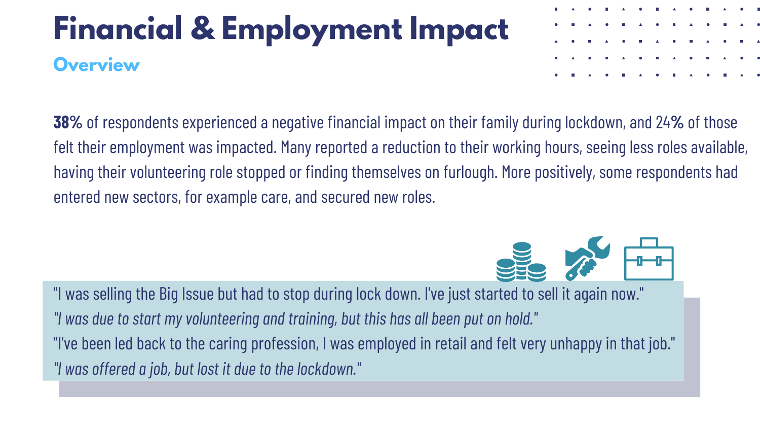# Financial & Employment Impact

## Overview

**38%** of respondents experienced a negative financial impact on their family during lockdown, and 24% of those felt their employment was impacted. Many reported a reduction to their working hours, seeing less roles available, having their volunteering role stopped or finding themselves on furlough. More positively, some respondents had entered new sectors, for example care, and secured new roles.

"I was selling the Big Issue but had to stop during lock down. I've just started to sell it again now."

*"I was due to start my volunteering and training, but this has all been put on hold."*

"I've been led back to the caring profession, I was employed in retail and felt very unhappy in that job."

*"I was offered a job, but lost it due to the lockdown."*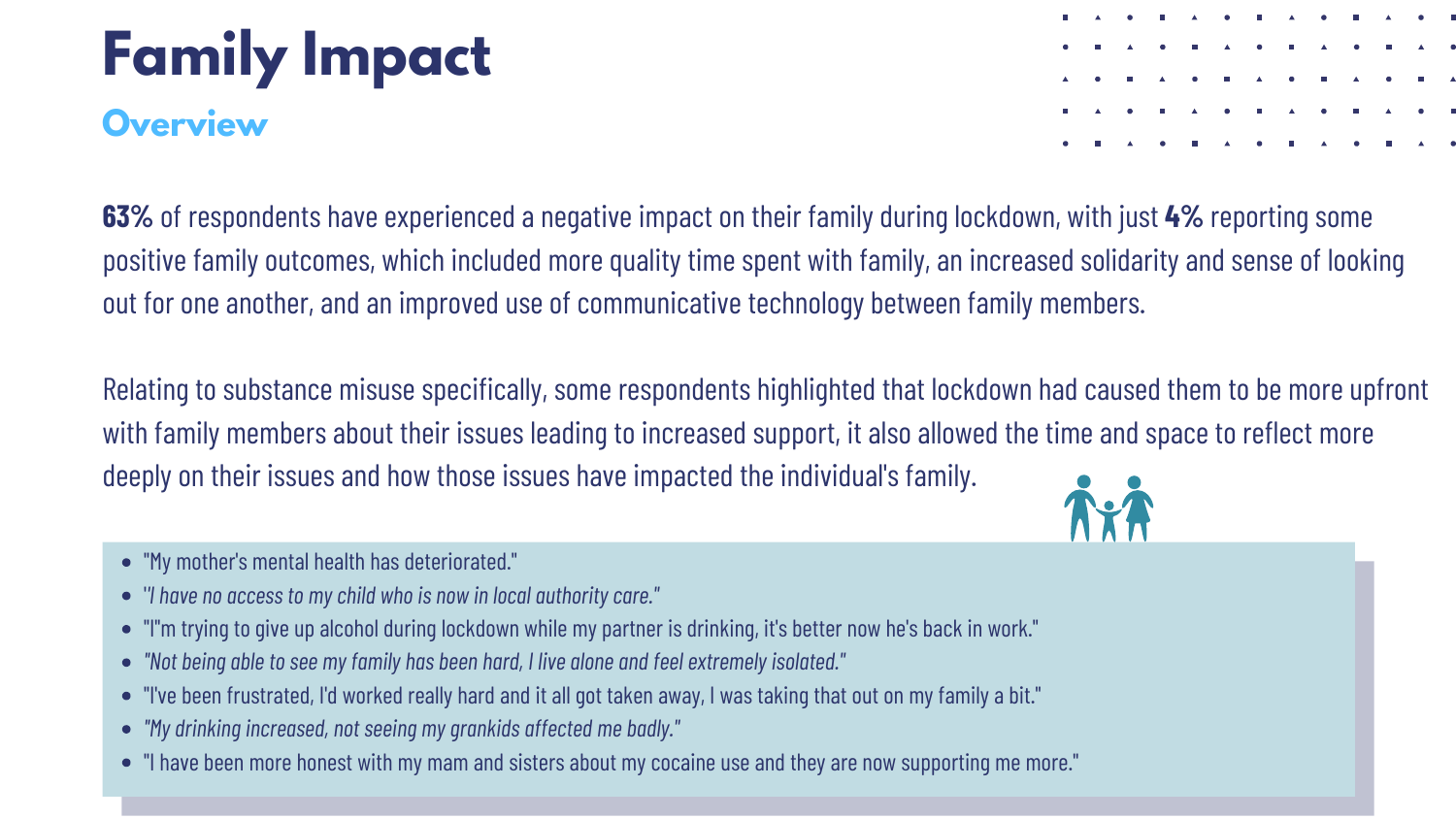# Family Impact

## Overview

**63%** of respondents have experienced a negative impact on their family during lockdown, with just **4%** reporting some positive family outcomes, which included more quality time spent with family, an increased solidarity and sense of looking out for one another, and an improved use of communicative technology between family members.

Relating to substance misuse specifically, some respondents highlighted that lockdown had caused them to be more upfront with family members about their issues leading to increased support, it also allowed the time and space to reflect more deeply on their issues and how those issues have impacted the individual's family.

- "My mother's mental health has deteriorated."
- *"I have no access to my child who is now in local authority care."*
- "I"m trying to give up alcohol during lockdown while my partner is drinking, it's better now he's back in work."
- *"Not being able to see my family has been hard, I live alone and feel extremely isolated."*
- "I've been frustrated, I'd worked really hard and it all got taken away, I was taking that out on my family a bit."
- *"My drinking increased, not seeing my grankids affected me badly."*
- "I have been more honest with my mam and sisters about my cocaine use and they are now supporting me more."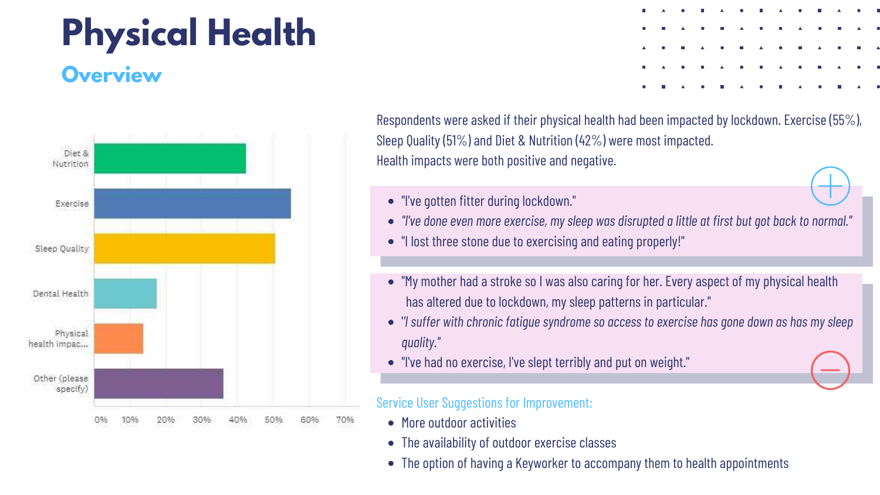# Physical Health

## Overview

Diet & Nutrition

Exercise

Sleep Quality

Dental Health

Physical health impac...

Other (please specify)

0% 10% 20% 30% 40% 50% 60% 70%

Respondents were asked if their physical health had been impacted by lockdown. Exercise (55%), Sleep Quality (51%) and Diet & Nutrition (42%) were most impacted.
Health impacts were both positive and negative.

- "I've gotten fitter during lockdown."
- *"I've done even more exercise, my sleep was disrupted a little at first but got back to normal."*
- "I lost three stone due to exercising and eating properly!"

- "My mother had a stroke so I was also caring for her. Every aspect of my physical health has altered due to lockdown, my sleep patterns in particular."
- *"I suffer with chronic fatigue syndrome so access to exercise has gone down as has my sleep quality."*
- "I've had no exercise, I've slept terribly and put on weight."

Service User Suggestions for Improvement:

- More outdoor activities
- The availability of outdoor exercise classes
- The option of having a Keyworker to accompany them to health appointments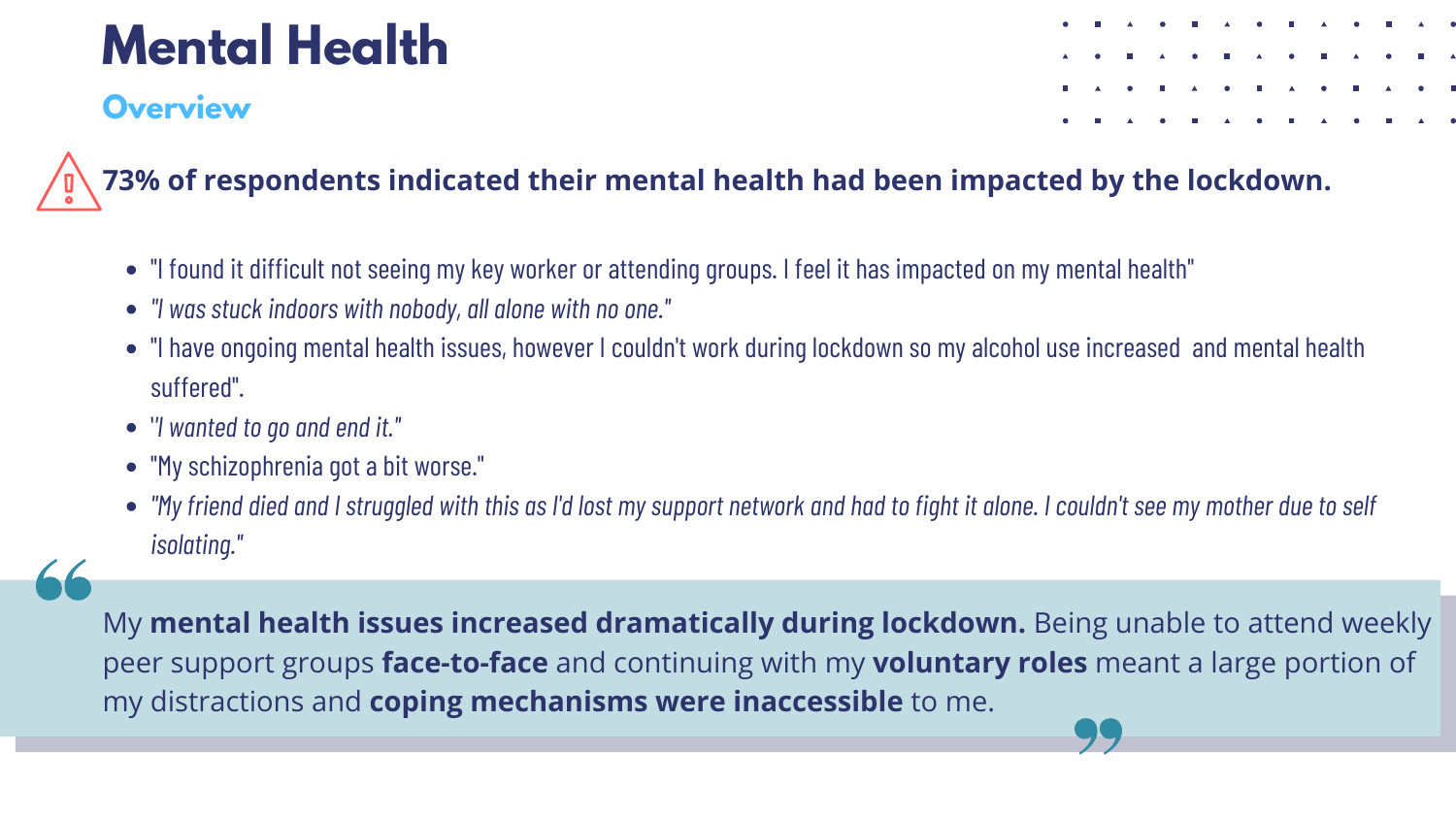# Mental Health

## Overview

**73% of respondents indicated their mental health had been impacted by the lockdown.**

- "I found it difficult not seeing my key worker or attending groups. I feel it has impacted on my mental health"
- *"I was stuck indoors with nobody, all alone with no one."*
- "I have ongoing mental health issues, however I couldn't work during lockdown so my alcohol use increased and mental health suffered".
- *''I wanted to go and end it."*
- "My schizophrenia got a bit worse."
- *"My friend died and I struggled with this as I'd lost my support network and had to fight it alone. I couldn't see my mother due to self isolating."*

> My **mental health issues increased dramatically during lockdown.** Being unable to attend weekly peer support groups **face-to-face** and continuing with my **voluntary roles** meant a large portion of my distractions and **coping mechanisms were inaccessible** to me.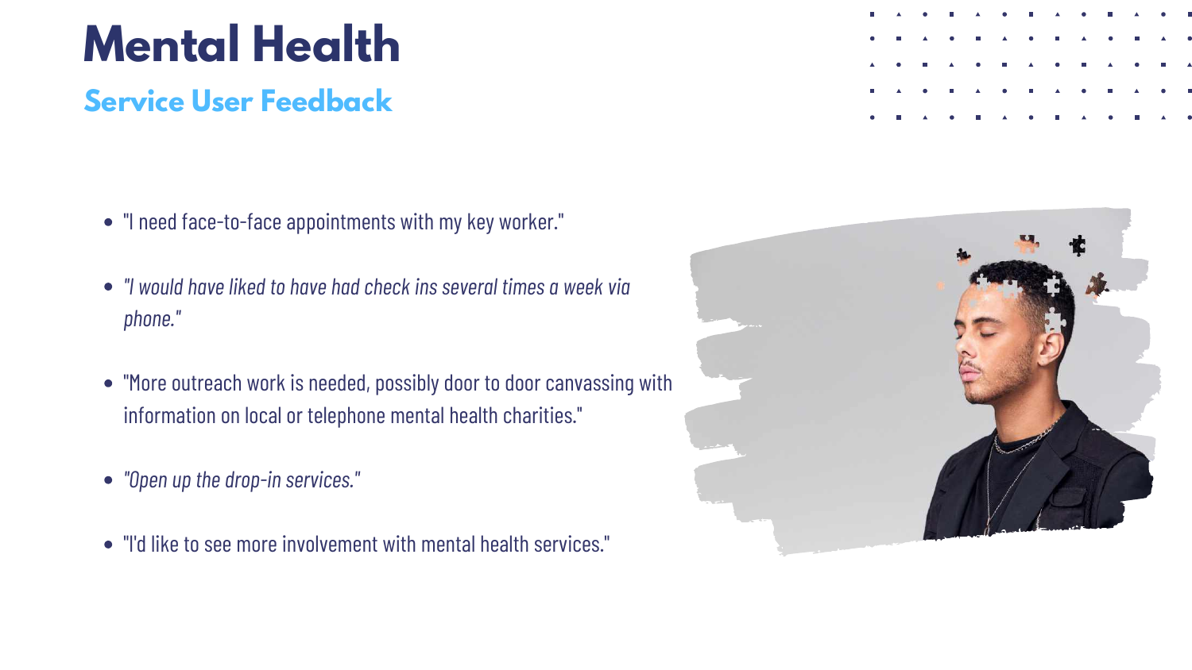# Mental Health

## Service User Feedback

- "I need face-to-face appointments with my key worker."
- *"I would have liked to have had check ins several times a week via phone."*
- "More outreach work is needed, possibly door to door canvassing with information on local or telephone mental health charities."
- *"Open up the drop-in services."*
- "I'd like to see more involvement with mental health services."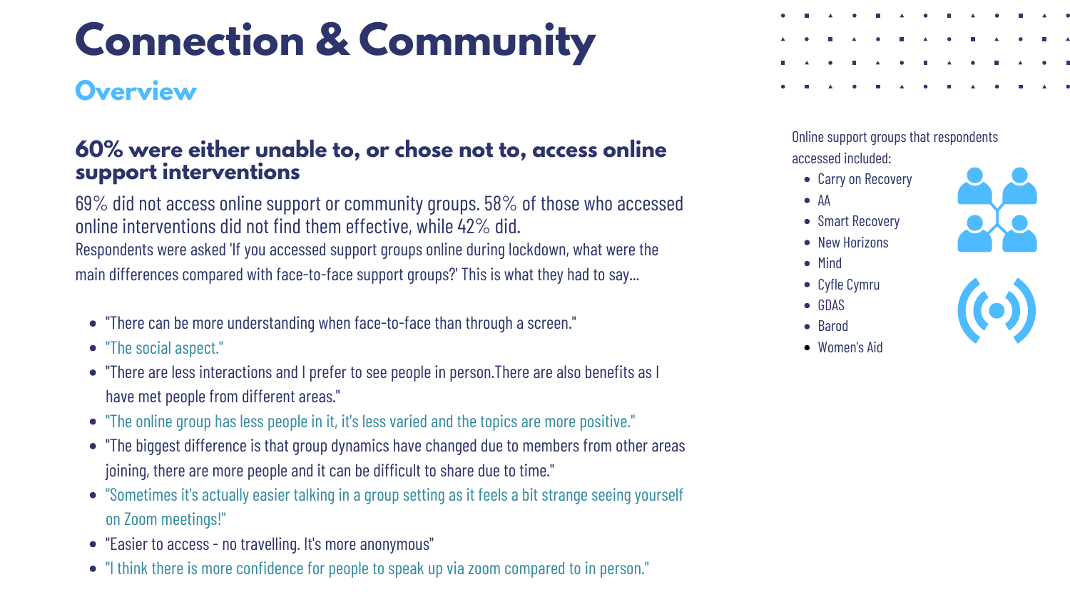# Connection & Community

## Overview

### 60% were either unable to, or chose not to, access online support interventions

69% did not access online support or community groups. 58% of those who accessed online interventions did not find them effective, while 42% did.

Respondents were asked 'If you accessed support groups online during lockdown, what were the main differences compared with face-to-face support groups?' This is what they had to say...

- "There can be more understanding when face-to-face than through a screen."
- "The social aspect."
- "There are less interactions and I prefer to see people in person.There are also benefits as I have met people from different areas."
- "The online group has less people in it, it's less varied and the topics are more positive."
- "The biggest difference is that group dynamics have changed due to members from other areas joining, there are more people and it can be difficult to share due to time."
- "Sometimes it's actually easier talking in a group setting as it feels a bit strange seeing yourself on Zoom meetings!"
- "Easier to access - no travelling. It's more anonymous"
- "I think there is more confidence for people to speak up via zoom compared to in person."

Online support groups that respondents accessed included:

- Carry on Recovery
- AA
- Smart Recovery
- New Horizons
- Mind
- Cyfle Cymru
- GDAS
- Barod
- Women's Aid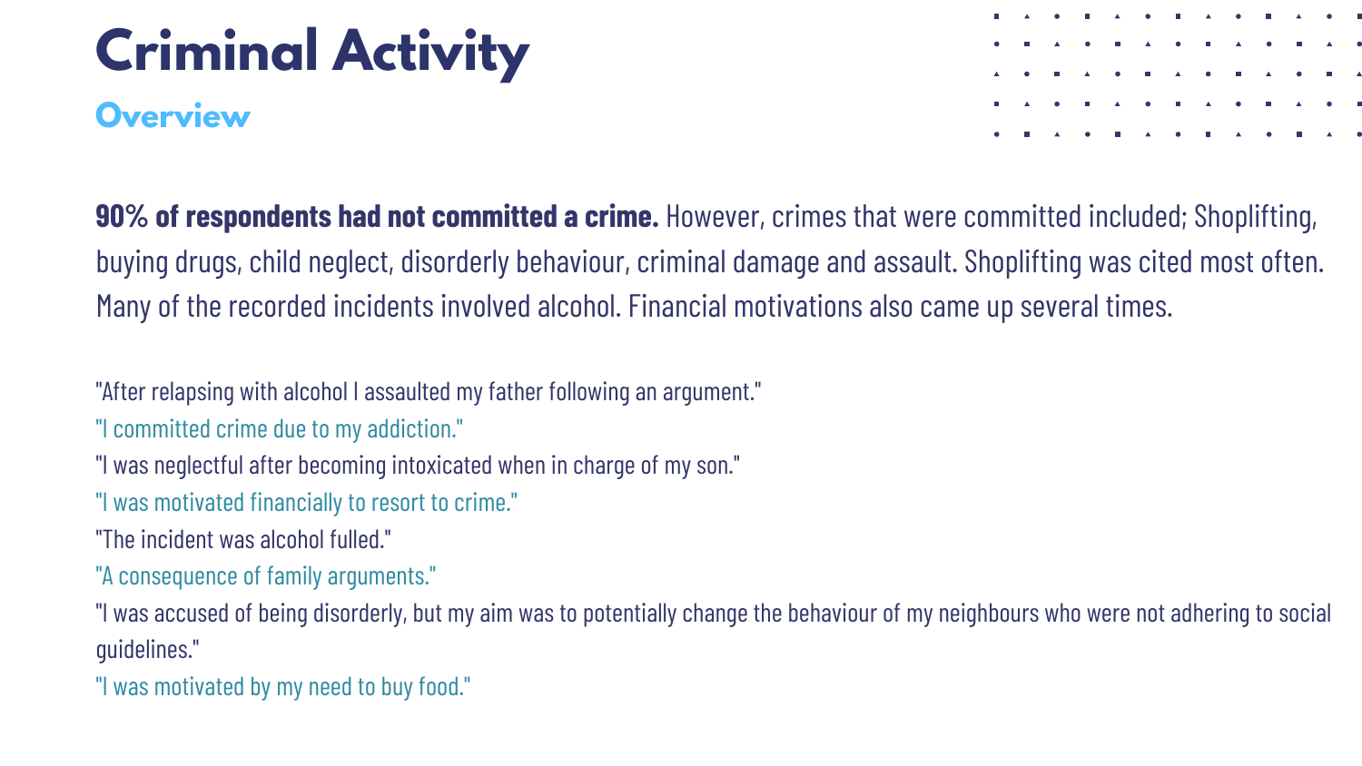# Criminal Activity

## Overview

**90% of respondents had not committed a crime.** However, crimes that were committed included; Shoplifting, buying drugs, child neglect, disorderly behaviour, criminal damage and assault. Shoplifting was cited most often. Many of the recorded incidents involved alcohol. Financial motivations also came up several times.

"After relapsing with alcohol I assaulted my father following an argument."

"I committed crime due to my addiction."

"I was neglectful after becoming intoxicated when in charge of my son."

"I was motivated financially to resort to crime."

"The incident was alcohol fulled."

"A consequence of family arguments."

"I was accused of being disorderly, but my aim was to potentially change the behaviour of my neighbours who were not adhering to social guidelines."

"I was motivated by my need to buy food."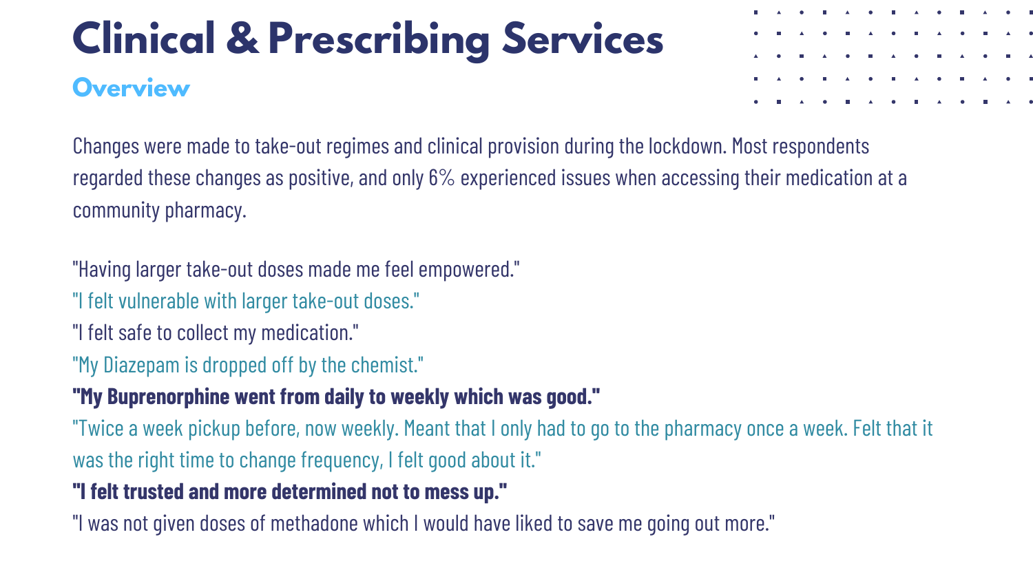# Clinical & Prescribing Services

## Overview

Changes were made to take-out regimes and clinical provision during the lockdown. Most respondents regarded these changes as positive, and only 6% experienced issues when accessing their medication at a community pharmacy.

"Having larger take-out doses made me feel empowered."

"I felt vulnerable with larger take-out doses."

"I felt safe to collect my medication."

"My Diazepam is dropped off by the chemist."

**"My Buprenorphine went from daily to weekly which was good."**

"Twice a week pickup before, now weekly. Meant that I only had to go to the pharmacy once a week. Felt that it was the right time to change frequency, I felt good about it."

**"I felt trusted and more determined not to mess up."**

"I was not given doses of methadone which I would have liked to save me going out more."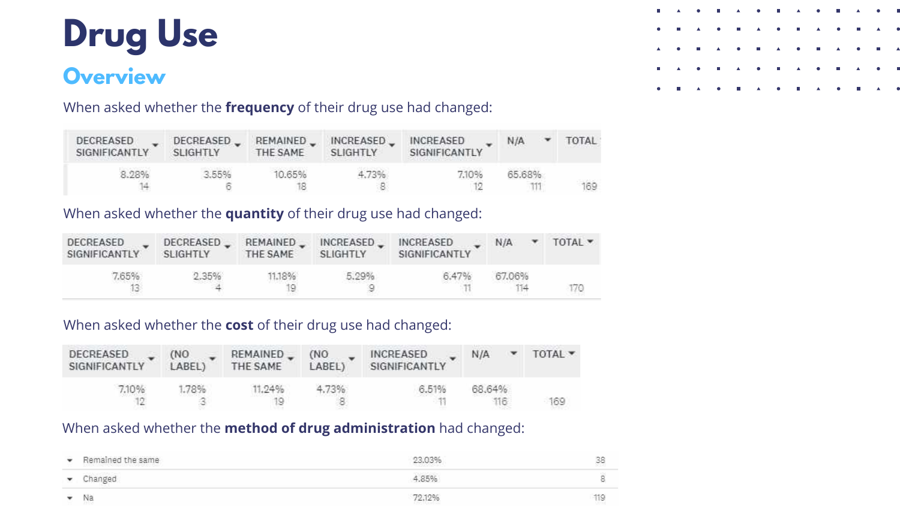# Drug Use

## Overview

When asked whether the **frequency** of their drug use had changed:

| DECREASED SIGNIFICANTLY | DECREASED SLIGHTLY | REMAINED THE SAME | INCREASED SLIGHTLY | INCREASED SIGNIFICANTLY | N/A | TOTAL |
|---|---|---|---|---|---|---|
| 8.28% 14 | 3.55% 6 | 10.65% 18 | 4.73% 8 | 7.10% 12 | 65.68% 111 | 169 |

When asked whether the **quantity** of their drug use had changed:

| DECREASED SIGNIFICANTLY | DECREASED SLIGHTLY | REMAINED THE SAME | INCREASED SLIGHTLY | INCREASED SIGNIFICANTLY | N/A | TOTAL |
|---|---|---|---|---|---|---|
| 7.65% 13 | 2.35% 4 | 11.18% 19 | 5.29% 9 | 6.47% 11 | 67.06% 114 | 170 |

When asked whether the **cost** of their drug use had changed:

| DECREASED SIGNIFICANTLY | (NO LABEL) | REMAINED THE SAME | (NO LABEL) | INCREASED SIGNIFICANTLY | N/A | TOTAL |
|---|---|---|---|---|---|---|
| 7.10% 12 | 1.78% 3 | 11.24% 19 | 4.73% 8 | 6.51% 11 | 68.64% 116 | 169 |

When asked whether the **method of drug administration** had changed:

| | | |
|---|---|---|
| Remained the same | 23.03% | 38 |
| Changed | 4.85% | 8 |
| Na | 72.12% | 119 |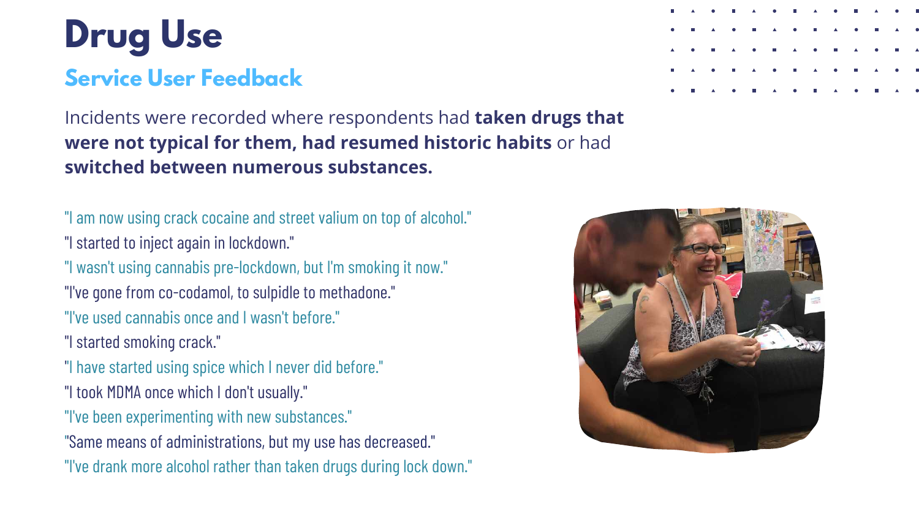# Drug Use

## Service User Feedback

Incidents were recorded where respondents had **taken drugs that were not typical for them, had resumed historic habits** or had **switched between numerous substances.**

"I am now using crack cocaine and street valium on top of alcohol."

"I started to inject again in lockdown."

"I wasn't using cannabis pre-lockdown, but I'm smoking it now."

"I've gone from co-codamol, to sulpidle to methadone."

"I've used cannabis once and I wasn't before."

"I started smoking crack."

"I have started using spice which I never did before."

"I took MDMA once which I don't usually."

"I've been experimenting with new substances."

"Same means of administrations, but my use has decreased."

"I've drank more alcohol rather than taken drugs during lock down."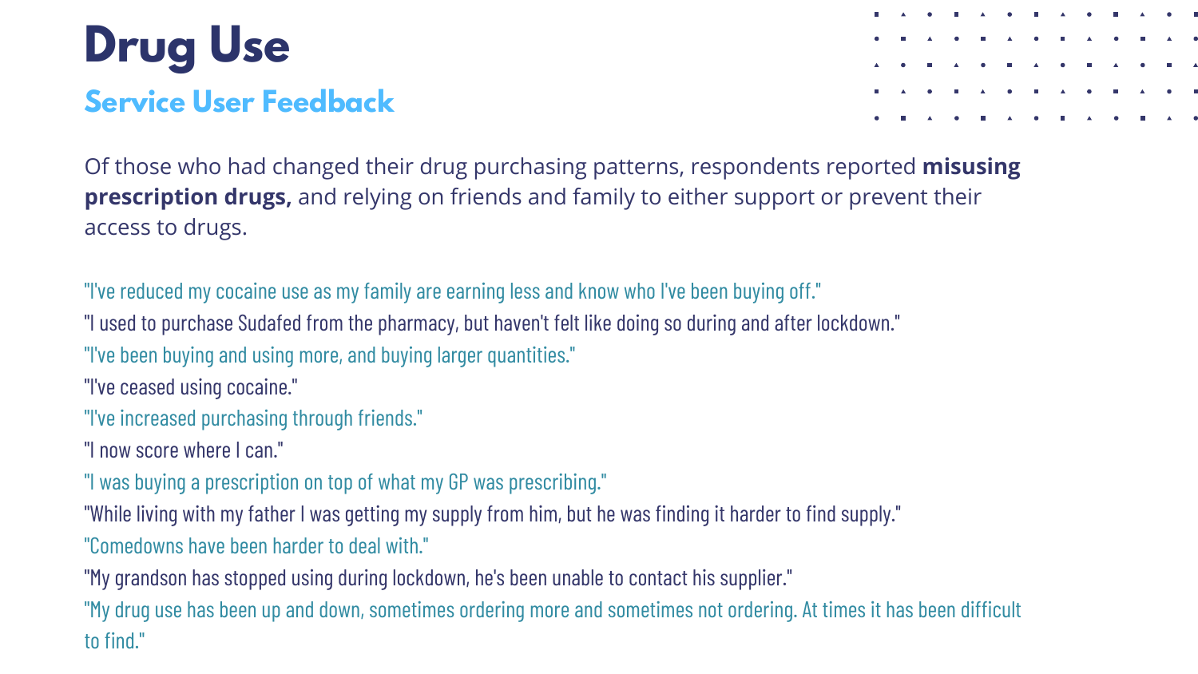# Drug Use

## Service User Feedback

Of those who had changed their drug purchasing patterns, respondents reported **misusing prescription drugs,** and relying on friends and family to either support or prevent their access to drugs.

"I've reduced my cocaine use as my family are earning less and know who I've been buying off."

"I used to purchase Sudafed from the pharmacy, but haven't felt like doing so during and after lockdown."

"I've been buying and using more, and buying larger quantities."

"I've ceased using cocaine."

"I've increased purchasing through friends."

"I now score where I can."

"I was buying a prescription on top of what my GP was prescribing."

"While living with my father I was getting my supply from him, but he was finding it harder to find supply."

"Comedowns have been harder to deal with."

"My grandson has stopped using during lockdown, he's been unable to contact his supplier."

"My drug use has been up and down, sometimes ordering more and sometimes not ordering. At times it has been difficult to find."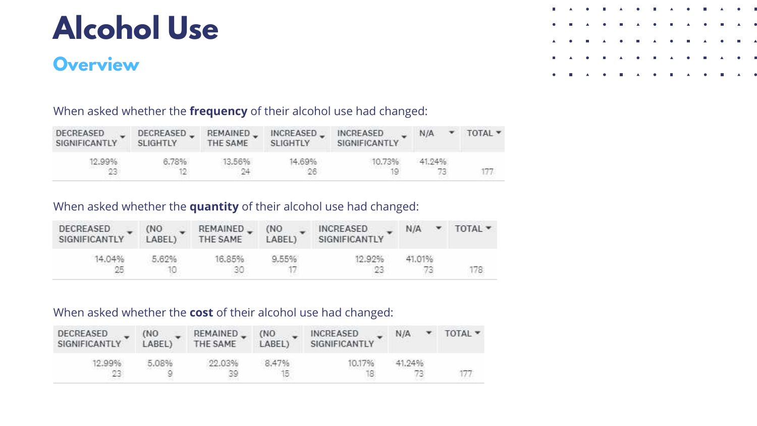# Alcohol Use

## Overview

When asked whether the **frequency** of their alcohol use had changed:

| DECREASED SIGNIFICANTLY | DECREASED SLIGHTLY | REMAINED THE SAME | INCREASED SLIGHTLY | INCREASED SIGNIFICANTLY | N/A | TOTAL |
|---|---|---|---|---|---|---|
| 12.99%<br>23 | 6.78%<br>12 | 13.56%<br>24 | 14.69%<br>26 | 10.73%<br>19 | 41.24%<br>73 | 177 |

When asked whether the **quantity** of their alcohol use had changed:

| DECREASED SIGNIFICANTLY | (NO LABEL) | REMAINED THE SAME | (NO LABEL) | INCREASED SIGNIFICANTLY | N/A | TOTAL |
|---|---|---|---|---|---|---|
| 14.04%<br>25 | 5.62%<br>10 | 16.85%<br>30 | 9.55%<br>17 | 12.92%<br>23 | 41.01%<br>73 | 178 |

When asked whether the **cost** of their alcohol use had changed:

| DECREASED SIGNIFICANTLY | (NO LABEL) | REMAINED THE SAME | (NO LABEL) | INCREASED SIGNIFICANTLY | N/A | TOTAL |
|---|---|---|---|---|---|---|
| 12.99%<br>23 | 5.08%<br>9 | 22.03%<br>39 | 8.47%<br>15 | 10.17%<br>18 | 41.24%<br>73 | 177 |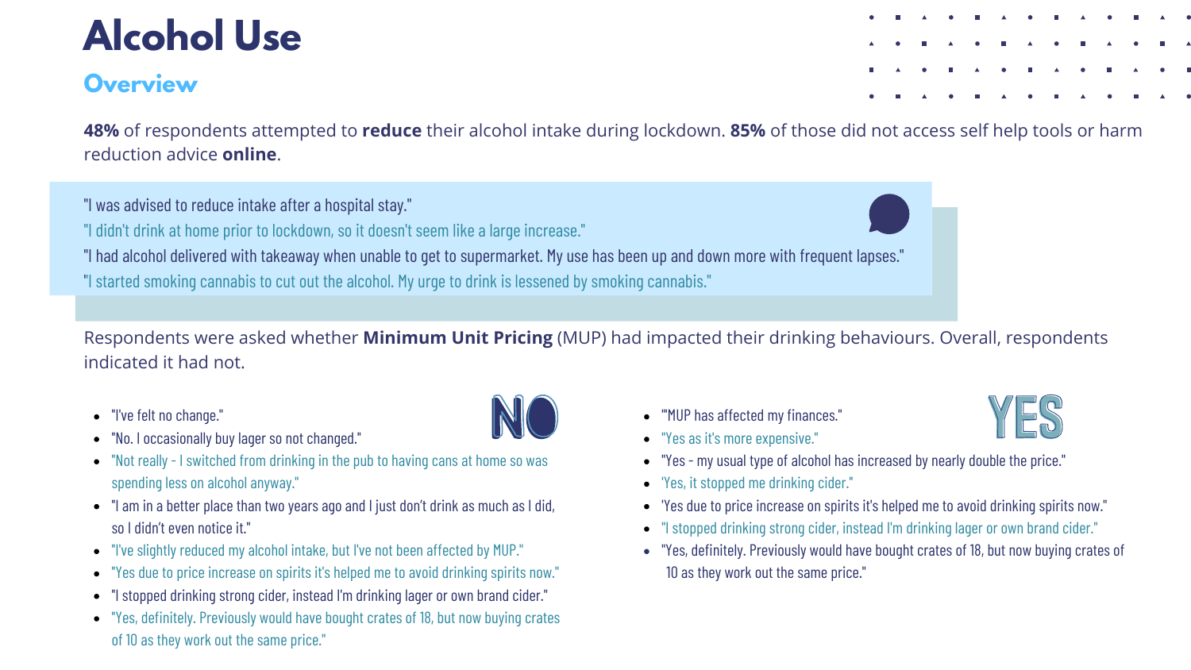# Alcohol Use

## Overview

**48%** of respondents attempted to **reduce** their alcohol intake during lockdown. **85%** of those did not access self help tools or harm reduction advice **online**.

"I was advised to reduce intake after a hospital stay."

"I didn't drink at home prior to lockdown, so it doesn't seem like a large increase."

"I had alcohol delivered with takeaway when unable to get to supermarket. My use has been up and down more with frequent lapses."

"I started smoking cannabis to cut out the alcohol. My urge to drink is lessened by smoking cannabis."

Respondents were asked whether **Minimum Unit Pricing** (MUP) had impacted their drinking behaviours. Overall, respondents indicated it had not.

### NO

- "I've felt no change."
- "No. I occasionally buy lager so not changed."
- "Not really - I switched from drinking in the pub to having cans at home so was spending less on alcohol anyway."
- "I am in a better place than two years ago and I just don't drink as much as I did, so I didn't even notice it."
- "I've slightly reduced my alcohol intake, but I've not been affected by MUP."
- "Yes due to price increase on spirits it's helped me to avoid drinking spirits now."
- "I stopped drinking strong cider, instead I'm drinking lager or own brand cider."
- "Yes, definitely. Previously would have bought crates of 18, but now buying crates of 10 as they work out the same price."

### YES

- "'MUP has affected my finances."
- "Yes as it's more expensive."
- "Yes - my usual type of alcohol has increased by nearly double the price."
- 'Yes, it stopped me drinking cider."
- 'Yes due to price increase on spirits it's helped me to avoid drinking spirits now."
- "I stopped drinking strong cider, instead I'm drinking lager or own brand cider."
- "Yes, definitely. Previously would have bought crates of 18, but now buying crates of 10 as they work out the same price."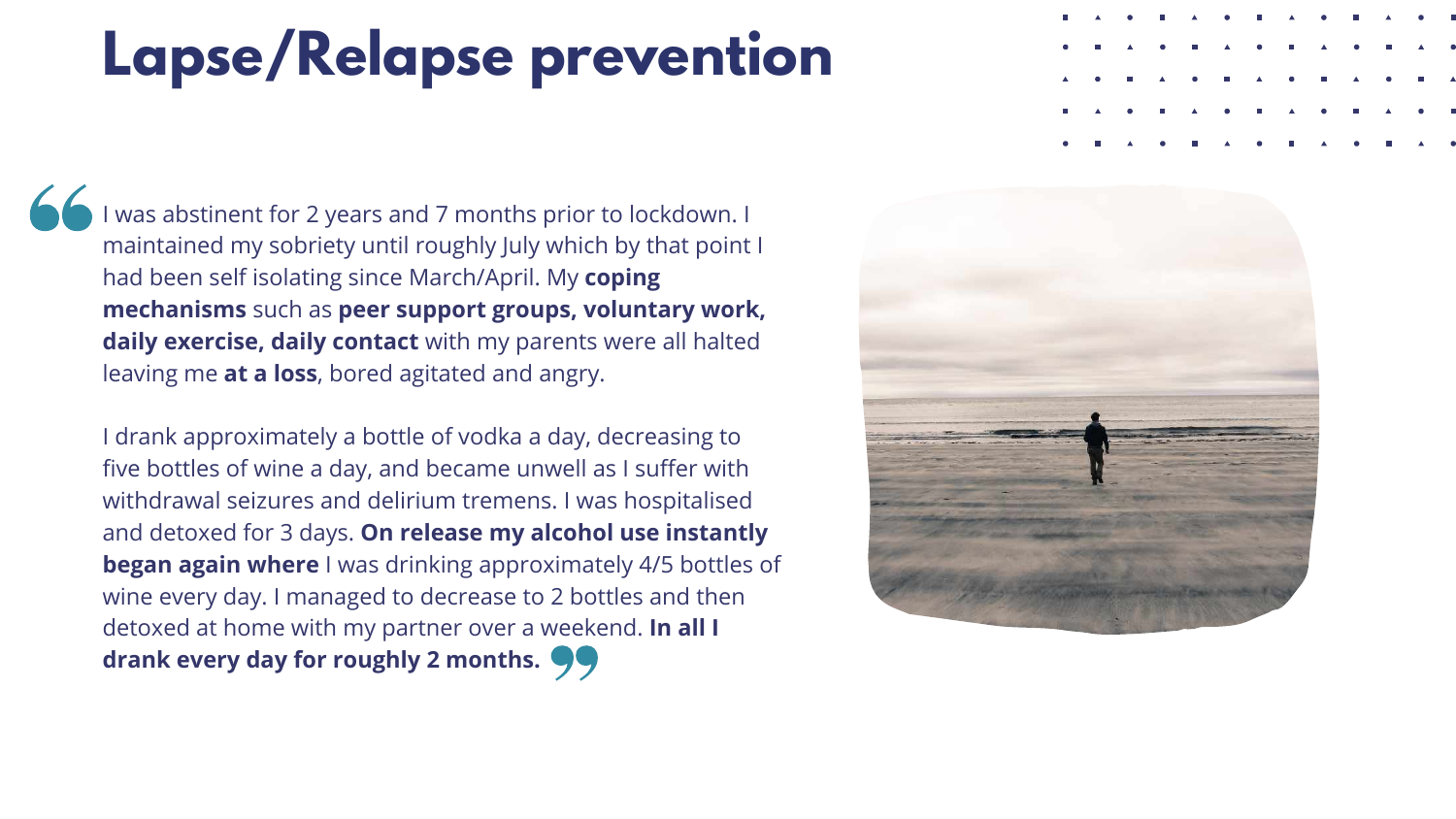# Lapse/Relapse prevention

> I was abstinent for 2 years and 7 months prior to lockdown. I maintained my sobriety until roughly July which by that point I had been self isolating since March/April. My **coping mechanisms** such as **peer support groups, voluntary work, daily exercise, daily contact** with my parents were all halted leaving me **at a loss**, bored agitated and angry.
>
> I drank approximately a bottle of vodka a day, decreasing to five bottles of wine a day, and became unwell as I suffer with withdrawal seizures and delirium tremens. I was hospitalised and detoxed for 3 days. **On release my alcohol use instantly began again where** I was drinking approximately 4/5 bottles of wine every day. I managed to decrease to 2 bottles and then detoxed at home with my partner over a weekend. **In all I drank every day for roughly 2 months.**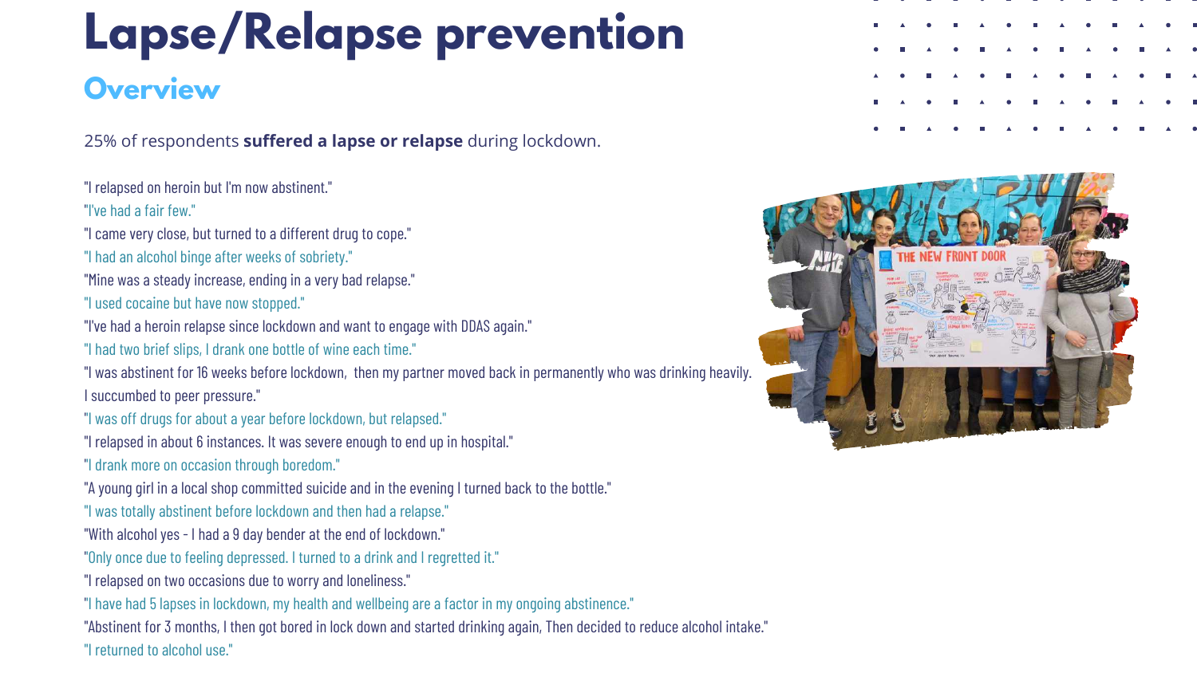# Lapse/Relapse prevention

## Overview

25% of respondents **suffered a lapse or relapse** during lockdown.

"I relapsed on heroin but I'm now abstinent."

"I've had a fair few."

"I came very close, but turned to a different drug to cope."

"I had an alcohol binge after weeks of sobriety."

"Mine was a steady increase, ending in a very bad relapse."

"I used cocaine but have now stopped."

"I've had a heroin relapse since lockdown and want to engage with DDAS again."

"I had two brief slips, I drank one bottle of wine each time."

"I was abstinent for 16 weeks before lockdown, then my partner moved back in permanently who was drinking heavily. I succumbed to peer pressure."

"I was off drugs for about a year before lockdown, but relapsed."

"I relapsed in about 6 instances. It was severe enough to end up in hospital."

"I drank more on occasion through boredom."

"A young girl in a local shop committed suicide and in the evening I turned back to the bottle."

"I was totally abstinent before lockdown and then had a relapse."

"With alcohol yes - I had a 9 day bender at the end of lockdown."

"Only once due to feeling depressed. I turned to a drink and I regretted it."

"I relapsed on two occasions due to worry and loneliness."

"I have had 5 lapses in lockdown, my health and wellbeing are a factor in my ongoing abstinence."

"Abstinent for 3 months, I then got bored in lock down and started drinking again, Then decided to reduce alcohol intake."

"I returned to alcohol use."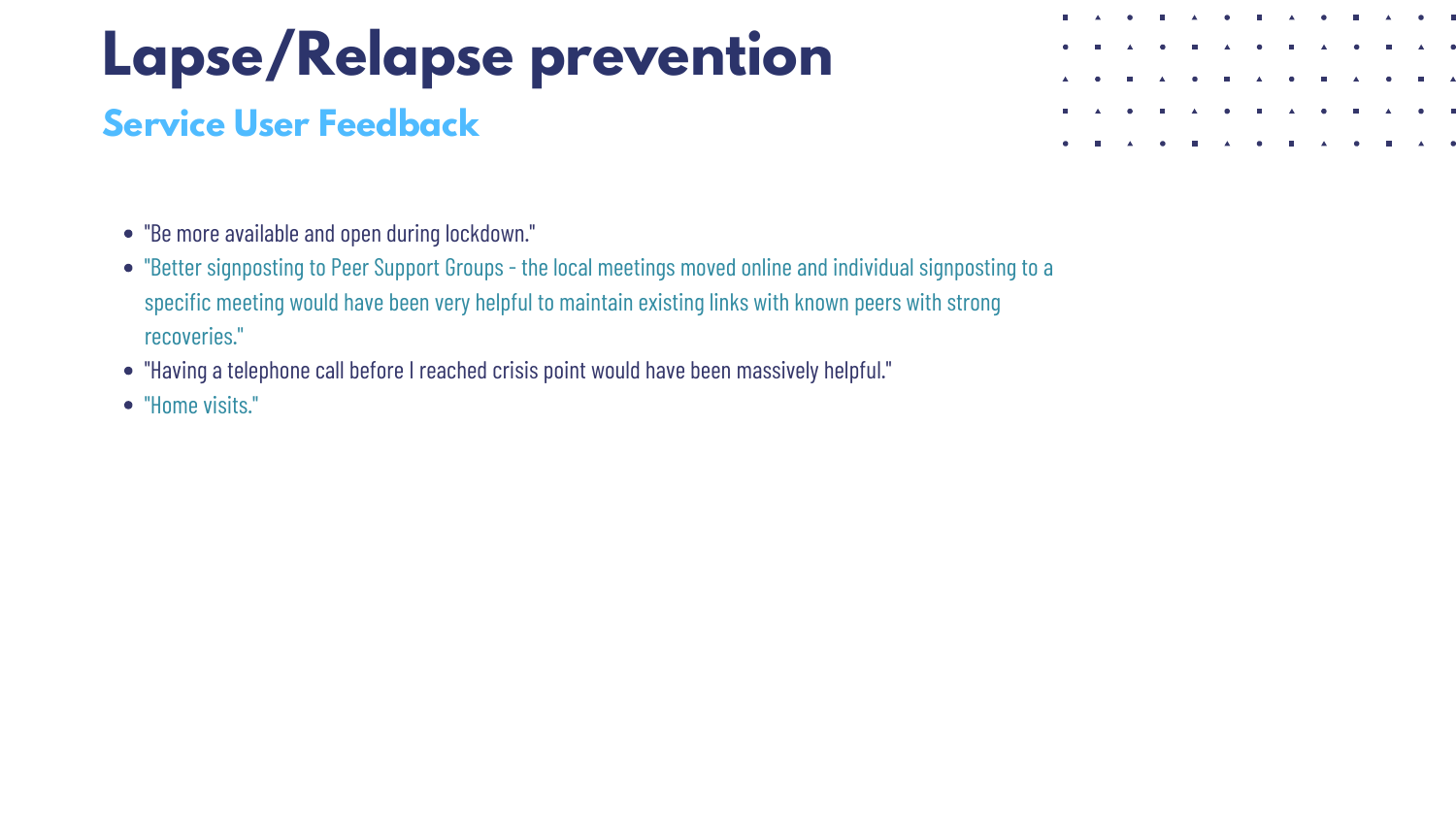# Lapse/Relapse prevention

## Service User Feedback

- "Be more available and open during lockdown."
- "Better signposting to Peer Support Groups - the local meetings moved online and individual signposting to a specific meeting would have been very helpful to maintain existing links with known peers with strong recoveries."
- "Having a telephone call before I reached crisis point would have been massively helpful."
- "Home visits."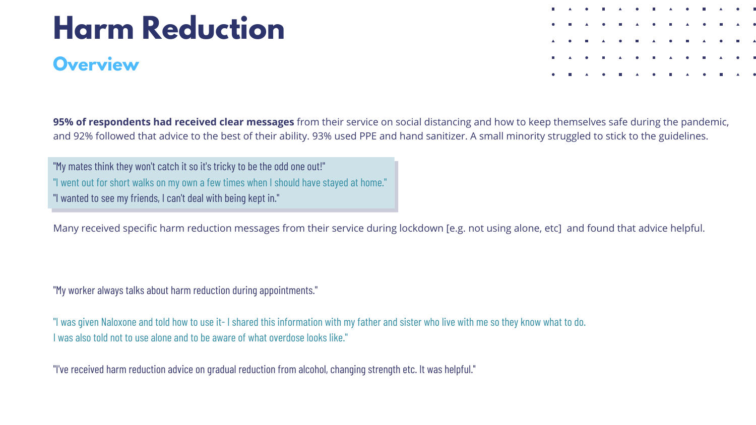# Harm Reduction

## Overview

**95% of respondents had received clear messages** from their service on social distancing and how to keep themselves safe during the pandemic, and 92% followed that advice to the best of their ability. 93% used PPE and hand sanitizer. A small minority struggled to stick to the guidelines.

"My mates think they won't catch it so it's tricky to be the odd one out!"

"I went out for short walks on my own a few times when I should have stayed at home."

"I wanted to see my friends, I can't deal with being kept in."

Many received specific harm reduction messages from their service during lockdown [e.g. not using alone, etc] and found that advice helpful.

"My worker always talks about harm reduction during appointments."

"I was given Naloxone and told how to use it- I shared this information with my father and sister who live with me so they know what to do. I was also told not to use alone and to be aware of what overdose looks like."

"I've received harm reduction advice on gradual reduction from alcohol, changing strength etc. It was helpful."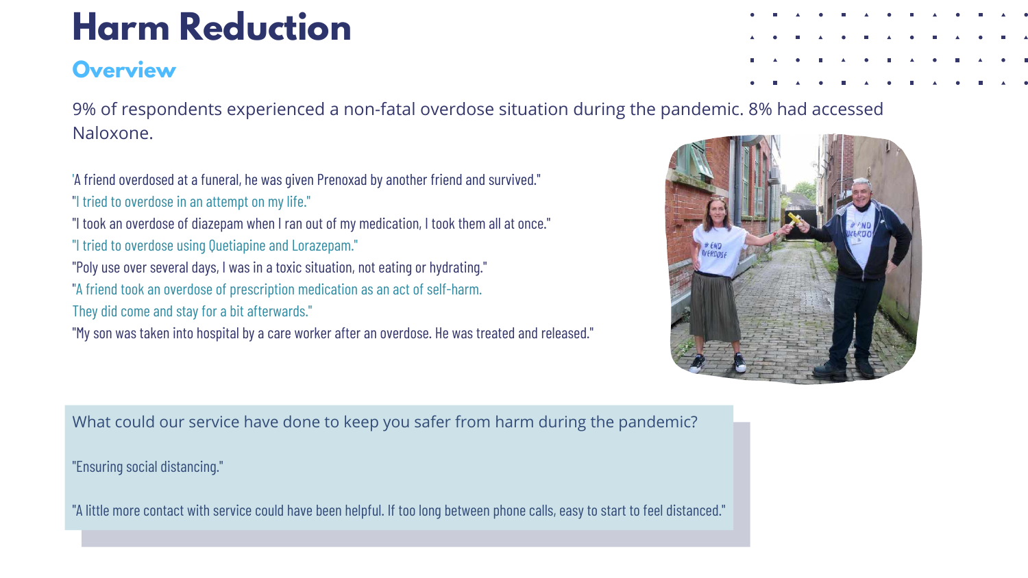# Harm Reduction

## Overview

9% of respondents experienced a non-fatal overdose situation during the pandemic. 8% had accessed Naloxone.

'A friend overdosed at a funeral, he was given Prenoxad by another friend and survived."

"I tried to overdose in an attempt on my life."

"I took an overdose of diazepam when I ran out of my medication, I took them all at once."

"I tried to overdose using Quetiapine and Lorazepam."

"Poly use over several days, I was in a toxic situation, not eating or hydrating."

"A friend took an overdose of prescription medication as an act of self-harm. They did come and stay for a bit afterwards."

"My son was taken into hospital by a care worker after an overdose. He was treated and released."

What could our service have done to keep you safer from harm during the pandemic?

"Ensuring social distancing."

"A little more contact with service could have been helpful. If too long between phone calls, easy to start to feel distanced."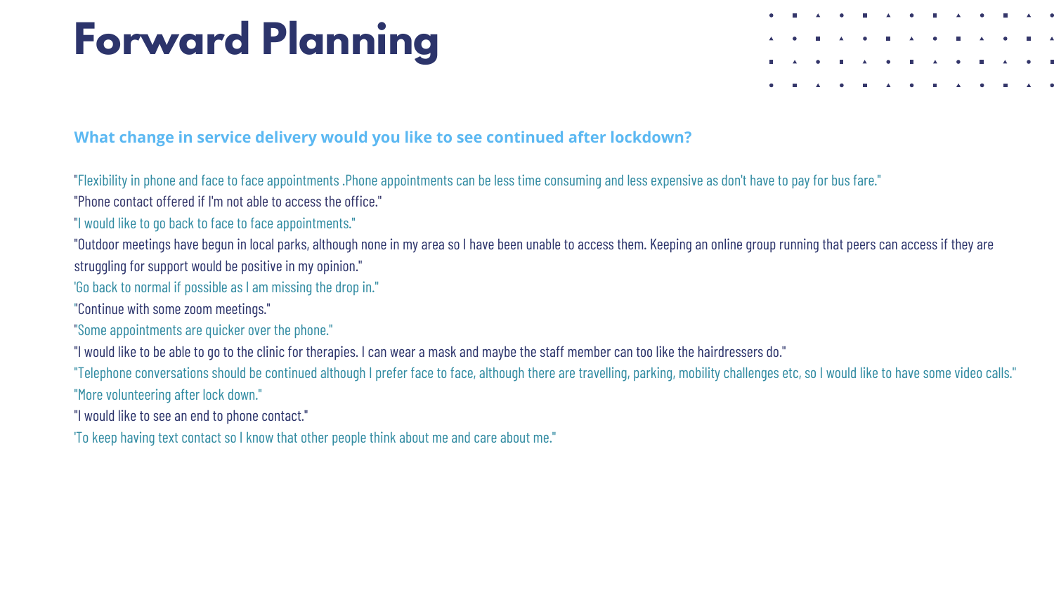# Forward Planning

**What change in service delivery would you like to see continued after lockdown?**

"Flexibility in phone and face to face appointments .Phone appointments can be less time consuming and less expensive as don't have to pay for bus fare."

"Phone contact offered if I'm not able to access the office."

"I would like to go back to face to face appointments."

"Outdoor meetings have begun in local parks, although none in my area so I have been unable to access them. Keeping an online group running that peers can access if they are struggling for support would be positive in my opinion."

'Go back to normal if possible as I am missing the drop in."

"Continue with some zoom meetings."

"Some appointments are quicker over the phone."

"I would like to be able to go to the clinic for therapies. I can wear a mask and maybe the staff member can too like the hairdressers do."

"Telephone conversations should be continued although I prefer face to face, although there are travelling, parking, mobility challenges etc, so I would like to have some video calls."

"More volunteering after lock down."

"I would like to see an end to phone contact."

'To keep having text contact so I know that other people think about me and care about me."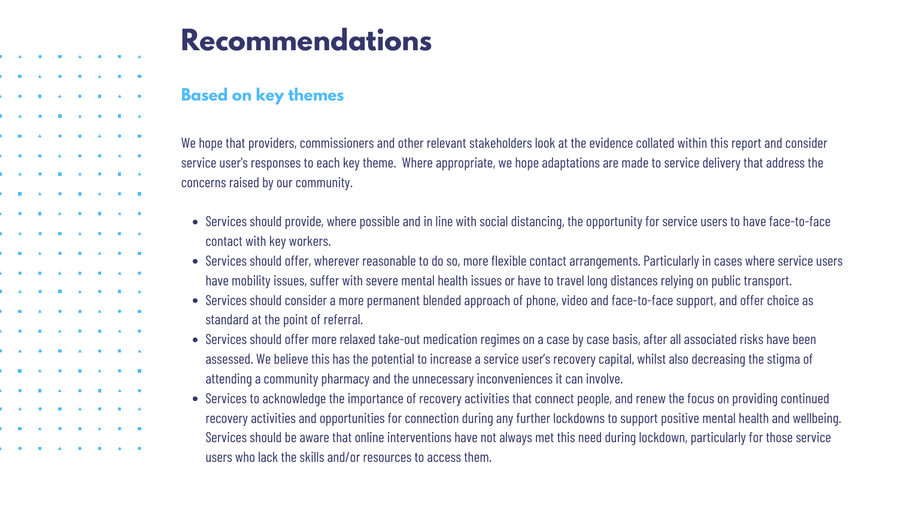# Recommendations

## Based on key themes

We hope that providers, commissioners and other relevant stakeholders look at the evidence collated within this report and consider service user's responses to each key theme. Where appropriate, we hope adaptations are made to service delivery that address the concerns raised by our community.

- Services should provide, where possible and in line with social distancing, the opportunity for service users to have face-to-face contact with key workers.
- Services should offer, wherever reasonable to do so, more flexible contact arrangements. Particularly in cases where service users have mobility issues, suffer with severe mental health issues or have to travel long distances relying on public transport.
- Services should consider a more permanent blended approach of phone, video and face-to-face support, and offer choice as standard at the point of referral.
- Services should offer more relaxed take-out medication regimes on a case by case basis, after all associated risks have been assessed. We believe this has the potential to increase a service user's recovery capital, whilst also decreasing the stigma of attending a community pharmacy and the unnecessary inconveniences it can involve.
- Services to acknowledge the importance of recovery activities that connect people, and renew the focus on providing continued recovery activities and opportunities for connection during any further lockdowns to support positive mental health and wellbeing. Services should be aware that online interventions have not always met this need during lockdown, particularly for those service users who lack the skills and/or resources to access them.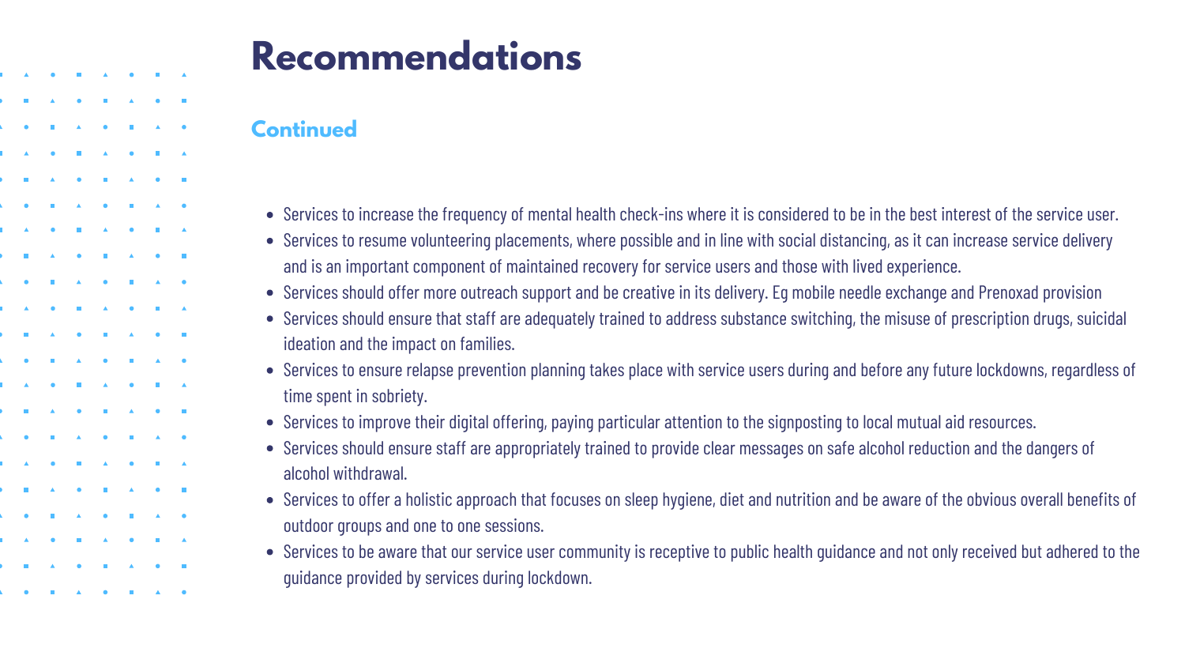# Recommendations

## Continued

- Services to increase the frequency of mental health check-ins where it is considered to be in the best interest of the service user.
- Services to resume volunteering placements, where possible and in line with social distancing, as it can increase service delivery and is an important component of maintained recovery for service users and those with lived experience.
- Services should offer more outreach support and be creative in its delivery. Eg mobile needle exchange and Prenoxad provision
- Services should ensure that staff are adequately trained to address substance switching, the misuse of prescription drugs, suicidal ideation and the impact on families.
- Services to ensure relapse prevention planning takes place with service users during and before any future lockdowns, regardless of time spent in sobriety.
- Services to improve their digital offering, paying particular attention to the signposting to local mutual aid resources.
- Services should ensure staff are appropriately trained to provide clear messages on safe alcohol reduction and the dangers of alcohol withdrawal.
- Services to offer a holistic approach that focuses on sleep hygiene, diet and nutrition and be aware of the obvious overall benefits of outdoor groups and one to one sessions.
- Services to be aware that our service user community is receptive to public health guidance and not only received but adhered to the guidance provided by services during lockdown.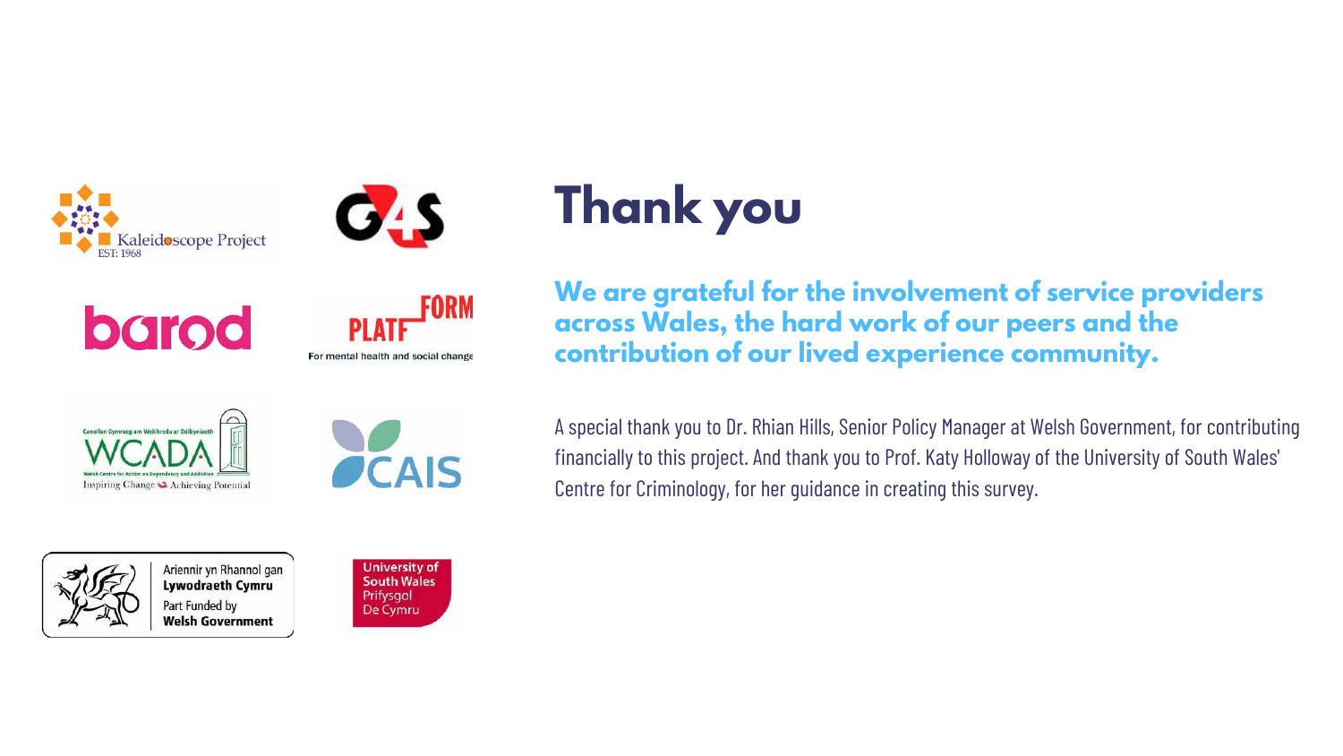# Thank you

**We are grateful for the involvement of service providers across Wales, the hard work of our peers and the contribution of our lived experience community.**

A special thank you to Dr. Rhian Hills, Senior Policy Manager at Welsh Government, for contributing financially to this project. And thank you to Prof. Katy Holloway of the University of South Wales' Centre for Criminology, for her guidance in creating this survey.